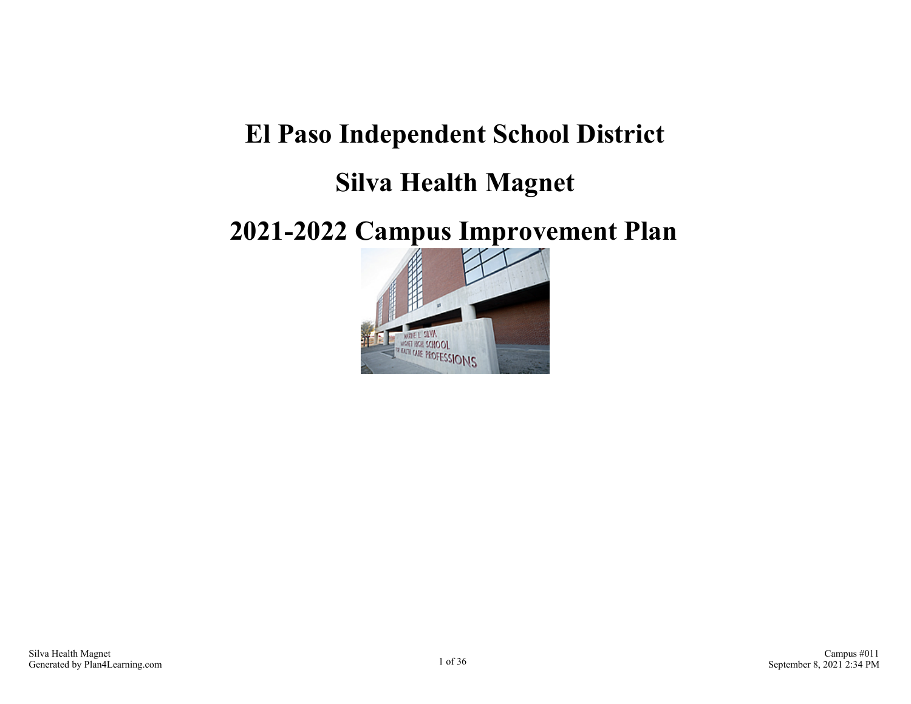# El Paso Independent School District

# Silva Health Magnet

# 2021-2022 Campus Improvement Plan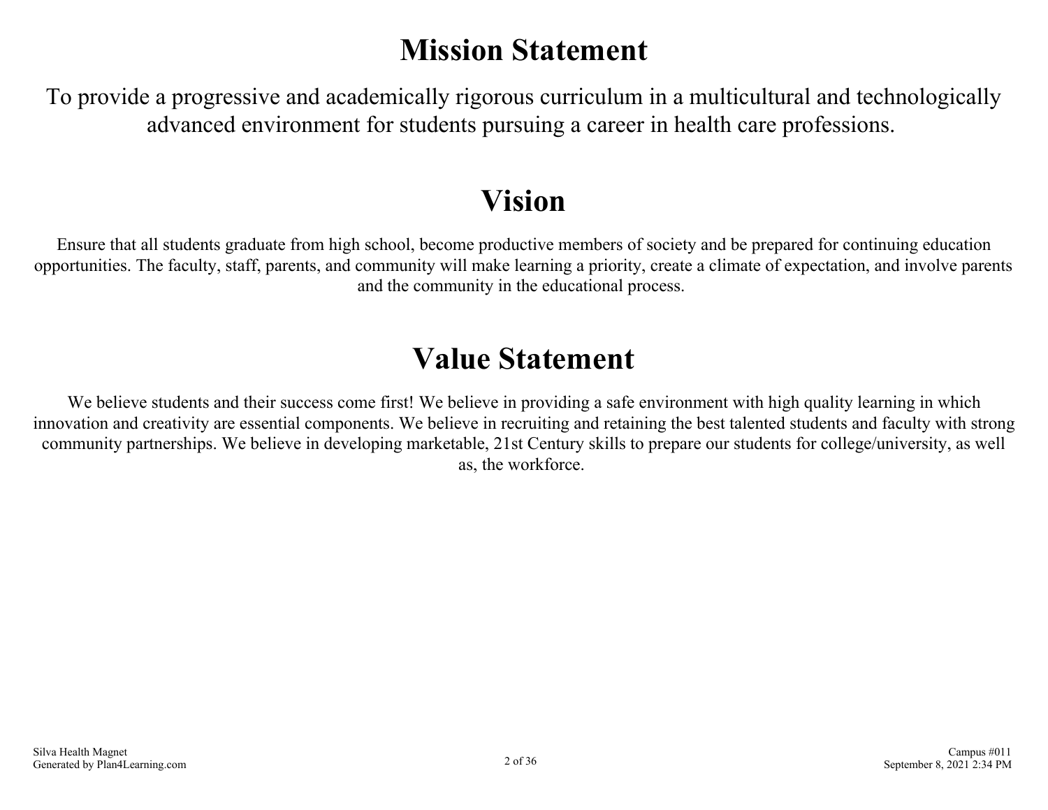# Mission Statement

To provide a progressive and academically rigorous curriculum in a multicultural and technologically advanced environment for students pursuing a career in health care professions.

# Vision

Ensure that all students graduate from high school, become productive members of society and be prepared for continuing education opportunities. The faculty, staff, parents, and community will make learning a priority, create a climate of expectation, and involve parents and the community in the educational process.

# Value Statement

We believe students and their success come first! We believe in providing a safe environment with high quality learning in which innovation and creativity are essential components. We believe in recruiting and retaining the best talented students and faculty with strong community partnerships. We believe in developing marketable, 21st Century skills to prepare our students for college/university, as well as, the workforce.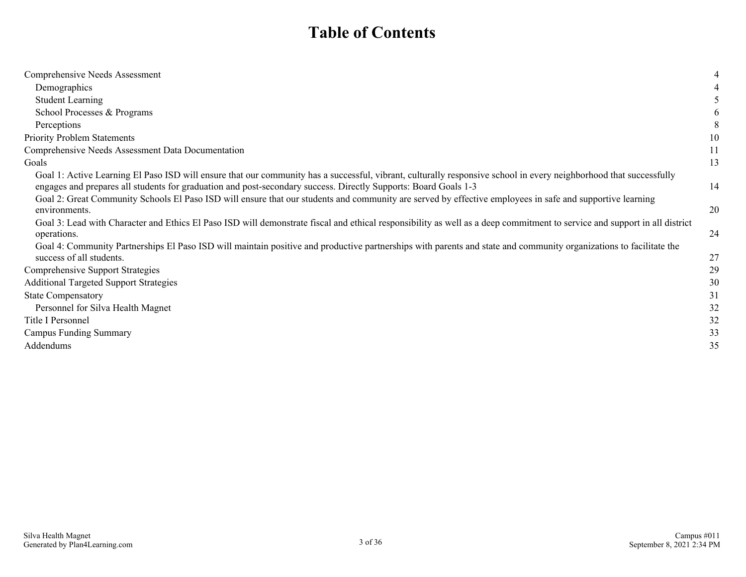# Table of Contents

| | |
|---|---|
| Comprehensive Needs Assessment | 4 |
| Demographics | 4 |
| Student Learning | 5 |
| School Processes & Programs | 6 |
| Perceptions | 8 |
| Priority Problem Statements | 10 |
| Comprehensive Needs Assessment Data Documentation | 11 |
| Goals | 13 |
| Goal 1: Active Learning El Paso ISD will ensure that our community has a successful, vibrant, culturally responsive school in every neighborhood that successfully engages and prepares all students for graduation and post-secondary success. Directly Supports: Board Goals 1-3 | 14 |
| Goal 2: Great Community Schools El Paso ISD will ensure that our students and community are served by effective employees in safe and supportive learning environments. | 20 |
| Goal 3: Lead with Character and Ethics El Paso ISD will demonstrate fiscal and ethical responsibility as well as a deep commitment to service and support in all district operations. | 24 |
| Goal 4: Community Partnerships El Paso ISD will maintain positive and productive partnerships with parents and state and community organizations to facilitate the success of all students. | 27 |
| Comprehensive Support Strategies | 29 |
| Additional Targeted Support Strategies | 30 |
| State Compensatory | 31 |
| Personnel for Silva Health Magnet | 32 |
| Title I Personnel | 32 |
| Campus Funding Summary | 33 |
| Addendums | 35 |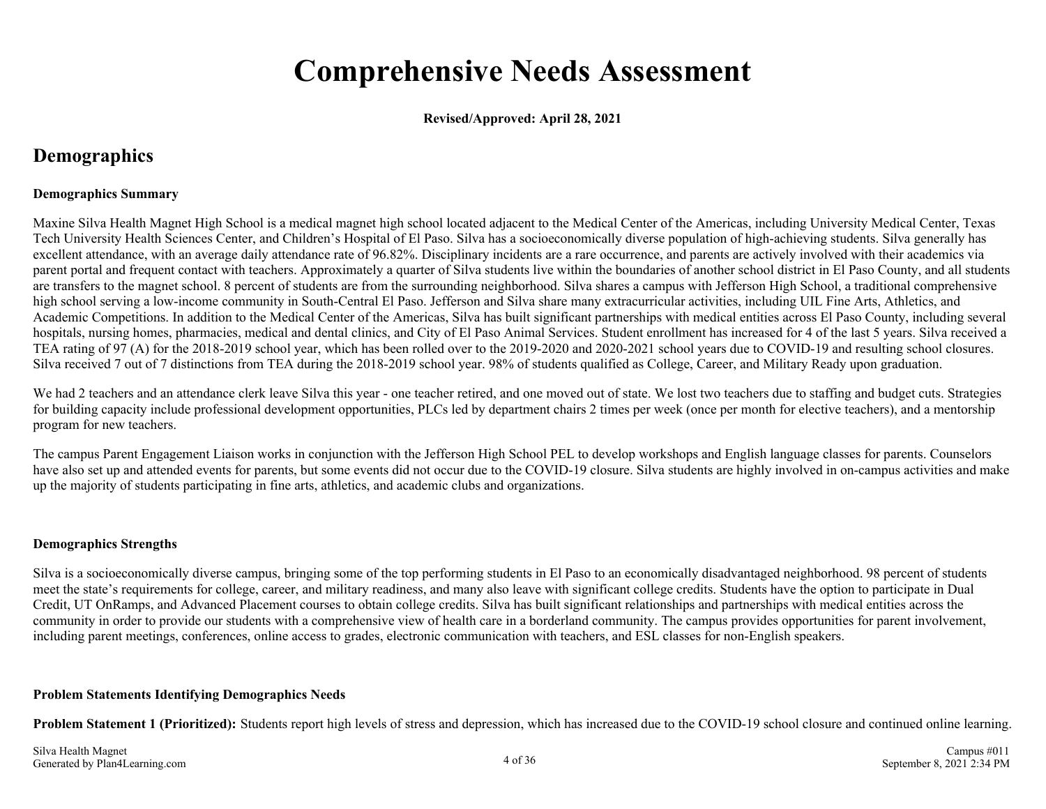# Comprehensive Needs Assessment

**Revised/Approved: April 28, 2021**

## Demographics

**Demographics Summary**

Maxine Silva Health Magnet High School is a medical magnet high school located adjacent to the Medical Center of the Americas, including University Medical Center, Texas Tech University Health Sciences Center, and Children's Hospital of El Paso. Silva has a socioeconomically diverse population of high-achieving students. Silva generally has excellent attendance, with an average daily attendance rate of 96.82%. Disciplinary incidents are a rare occurrence, and parents are actively involved with their academics via parent portal and frequent contact with teachers. Approximately a quarter of Silva students live within the boundaries of another school district in El Paso County, and all students are transfers to the magnet school. 8 percent of students are from the surrounding neighborhood. Silva shares a campus with Jefferson High School, a traditional comprehensive high school serving a low-income community in South-Central El Paso. Jefferson and Silva share many extracurricular activities, including UIL Fine Arts, Athletics, and Academic Competitions. In addition to the Medical Center of the Americas, Silva has built significant partnerships with medical entities across El Paso County, including several hospitals, nursing homes, pharmacies, medical and dental clinics, and City of El Paso Animal Services. Student enrollment has increased for 4 of the last 5 years. Silva received a TEA rating of 97 (A) for the 2018-2019 school year, which has been rolled over to the 2019-2020 and 2020-2021 school years due to COVID-19 and resulting school closures. Silva received 7 out of 7 distinctions from TEA during the 2018-2019 school year. 98% of students qualified as College, Career, and Military Ready upon graduation.

We had 2 teachers and an attendance clerk leave Silva this year - one teacher retired, and one moved out of state. We lost two teachers due to staffing and budget cuts. Strategies for building capacity include professional development opportunities, PLCs led by department chairs 2 times per week (once per month for elective teachers), and a mentorship program for new teachers.

The campus Parent Engagement Liaison works in conjunction with the Jefferson High School PEL to develop workshops and English language classes for parents. Counselors have also set up and attended events for parents, but some events did not occur due to the COVID-19 closure. Silva students are highly involved in on-campus activities and make up the majority of students participating in fine arts, athletics, and academic clubs and organizations.

**Demographics Strengths**

Silva is a socioeconomically diverse campus, bringing some of the top performing students in El Paso to an economically disadvantaged neighborhood. 98 percent of students meet the state's requirements for college, career, and military readiness, and many also leave with significant college credits. Students have the option to participate in Dual Credit, UT OnRamps, and Advanced Placement courses to obtain college credits. Silva has built significant relationships and partnerships with medical entities across the community in order to provide our students with a comprehensive view of health care in a borderland community. The campus provides opportunities for parent involvement, including parent meetings, conferences, online access to grades, electronic communication with teachers, and ESL classes for non-English speakers.

**Problem Statements Identifying Demographics Needs**

**Problem Statement 1 (Prioritized):** Students report high levels of stress and depression, which has increased due to the COVID-19 school closure and continued online learning.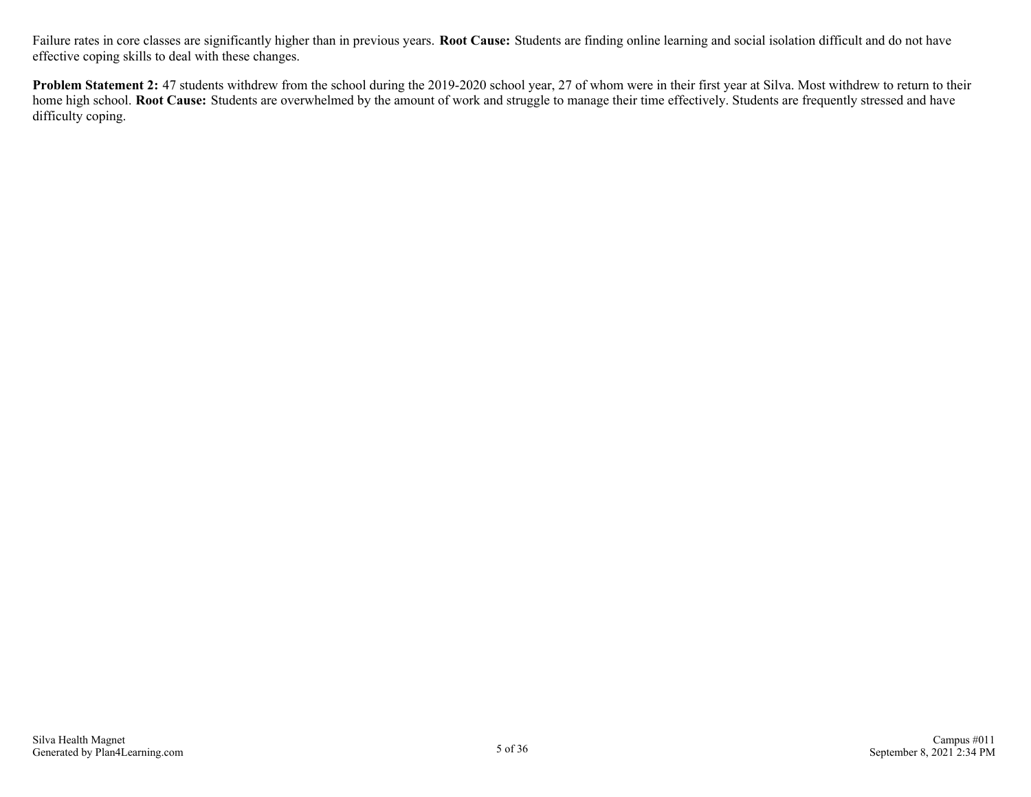Failure rates in core classes are significantly higher than in previous years. **Root Cause:** Students are finding online learning and social isolation difficult and do not have effective coping skills to deal with these changes.

**Problem Statement 2:** 47 students withdrew from the school during the 2019-2020 school year, 27 of whom were in their first year at Silva. Most withdrew to return to their home high school. **Root Cause:** Students are overwhelmed by the amount of work and struggle to manage their time effectively. Students are frequently stressed and have difficulty coping.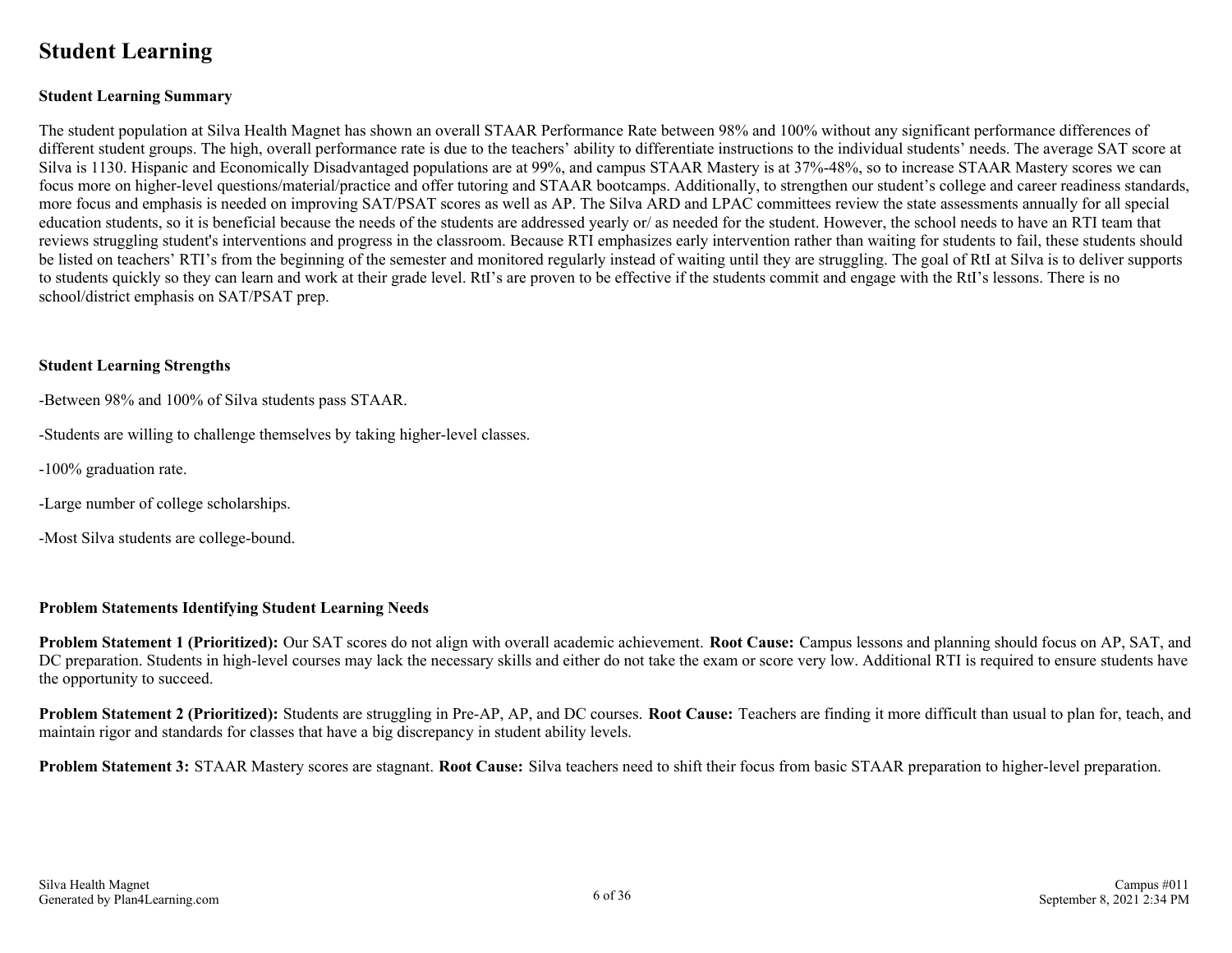# Student Learning

### Student Learning Summary

The student population at Silva Health Magnet has shown an overall STAAR Performance Rate between 98% and 100% without any significant performance differences of different student groups. The high, overall performance rate is due to the teachers' ability to differentiate instructions to the individual students' needs. The average SAT score at Silva is 1130. Hispanic and Economically Disadvantaged populations are at 99%, and campus STAAR Mastery is at 37%-48%, so to increase STAAR Mastery scores we can focus more on higher-level questions/material/practice and offer tutoring and STAAR bootcamps. Additionally, to strengthen our student's college and career readiness standards, more focus and emphasis is needed on improving SAT/PSAT scores as well as AP. The Silva ARD and LPAC committees review the state assessments annually for all special education students, so it is beneficial because the needs of the students are addressed yearly or/ as needed for the student. However, the school needs to have an RTI team that reviews struggling student's interventions and progress in the classroom. Because RTI emphasizes early intervention rather than waiting for students to fail, these students should be listed on teachers' RTI's from the beginning of the semester and monitored regularly instead of waiting until they are struggling. The goal of RtI at Silva is to deliver supports to students quickly so they can learn and work at their grade level. RtI's are proven to be effective if the students commit and engage with the RtI's lessons. There is no school/district emphasis on SAT/PSAT prep.

### Student Learning Strengths

-Between 98% and 100% of Silva students pass STAAR.

-Students are willing to challenge themselves by taking higher-level classes.

-100% graduation rate.

-Large number of college scholarships.

-Most Silva students are college-bound.

### Problem Statements Identifying Student Learning Needs

**Problem Statement 1 (Prioritized):** Our SAT scores do not align with overall academic achievement. **Root Cause:** Campus lessons and planning should focus on AP, SAT, and DC preparation. Students in high-level courses may lack the necessary skills and either do not take the exam or score very low. Additional RTI is required to ensure students have the opportunity to succeed.

**Problem Statement 2 (Prioritized):** Students are struggling in Pre-AP, AP, and DC courses. **Root Cause:** Teachers are finding it more difficult than usual to plan for, teach, and maintain rigor and standards for classes that have a big discrepancy in student ability levels.

**Problem Statement 3:** STAAR Mastery scores are stagnant. **Root Cause:** Silva teachers need to shift their focus from basic STAAR preparation to higher-level preparation.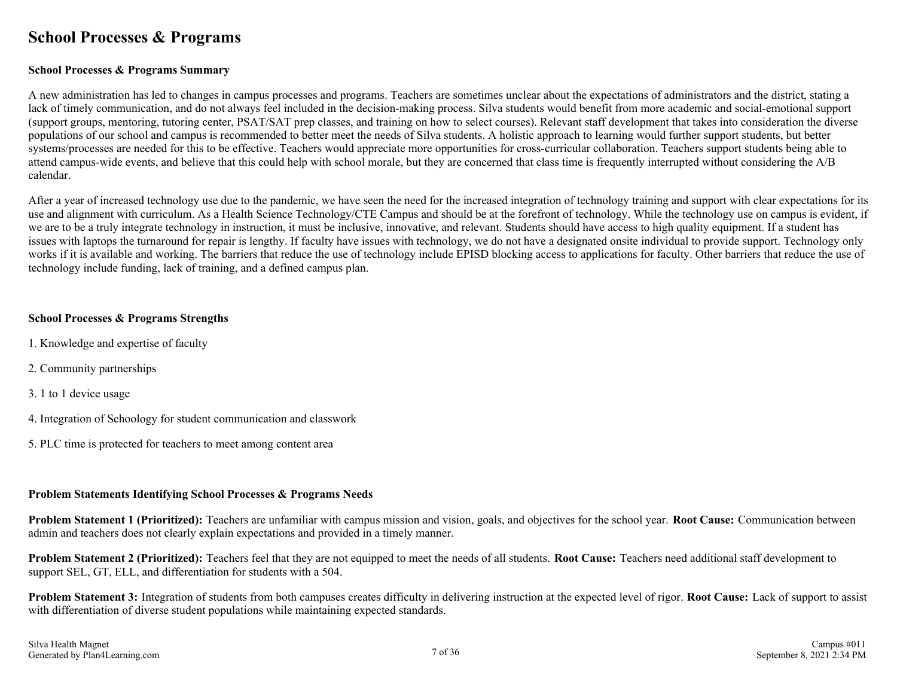# School Processes & Programs

**School Processes & Programs Summary**

A new administration has led to changes in campus processes and programs. Teachers are sometimes unclear about the expectations of administrators and the district, stating a lack of timely communication, and do not always feel included in the decision-making process. Silva students would benefit from more academic and social-emotional support (support groups, mentoring, tutoring center, PSAT/SAT prep classes, and training on how to select courses). Relevant staff development that takes into consideration the diverse populations of our school and campus is recommended to better meet the needs of Silva students. A holistic approach to learning would further support students, but better systems/processes are needed for this to be effective. Teachers would appreciate more opportunities for cross-curricular collaboration. Teachers support students being able to attend campus-wide events, and believe that this could help with school morale, but they are concerned that class time is frequently interrupted without considering the A/B calendar.

After a year of increased technology use due to the pandemic, we have seen the need for the increased integration of technology training and support with clear expectations for its use and alignment with curriculum. As a Health Science Technology/CTE Campus and should be at the forefront of technology. While the technology use on campus is evident, if we are to be a truly integrate technology in instruction, it must be inclusive, innovative, and relevant. Students should have access to high quality equipment. If a student has issues with laptops the turnaround for repair is lengthy. If faculty have issues with technology, we do not have a designated onsite individual to provide support. Technology only works if it is available and working. The barriers that reduce the use of technology include EPISD blocking access to applications for faculty. Other barriers that reduce the use of technology include funding, lack of training, and a defined campus plan.

**School Processes & Programs Strengths**

1. Knowledge and expertise of faculty

2. Community partnerships

3. 1 to 1 device usage

4. Integration of Schoology for student communication and classwork

5. PLC time is protected for teachers to meet among content area

**Problem Statements Identifying School Processes & Programs Needs**

**Problem Statement 1 (Prioritized):** Teachers are unfamiliar with campus mission and vision, goals, and objectives for the school year. **Root Cause:** Communication between admin and teachers does not clearly explain expectations and provided in a timely manner.

**Problem Statement 2 (Prioritized):** Teachers feel that they are not equipped to meet the needs of all students. **Root Cause:** Teachers need additional staff development to support SEL, GT, ELL, and differentiation for students with a 504.

**Problem Statement 3:** Integration of students from both campuses creates difficulty in delivering instruction at the expected level of rigor. **Root Cause:** Lack of support to assist with differentiation of diverse student populations while maintaining expected standards.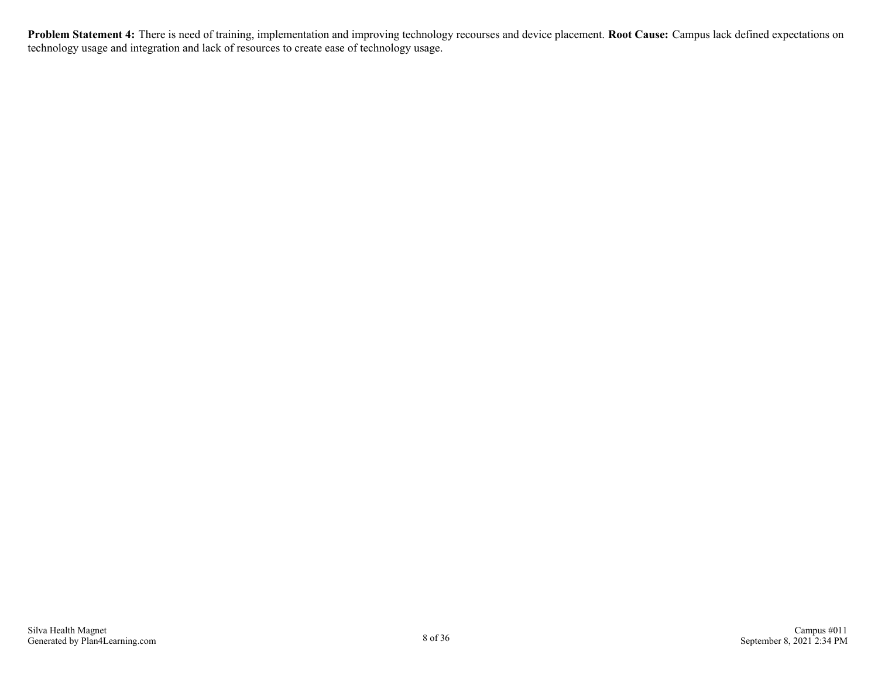**Problem Statement 4:** There is need of training, implementation and improving technology recourses and device placement. **Root Cause:** Campus lack defined expectations on technology usage and integration and lack of resources to create ease of technology usage.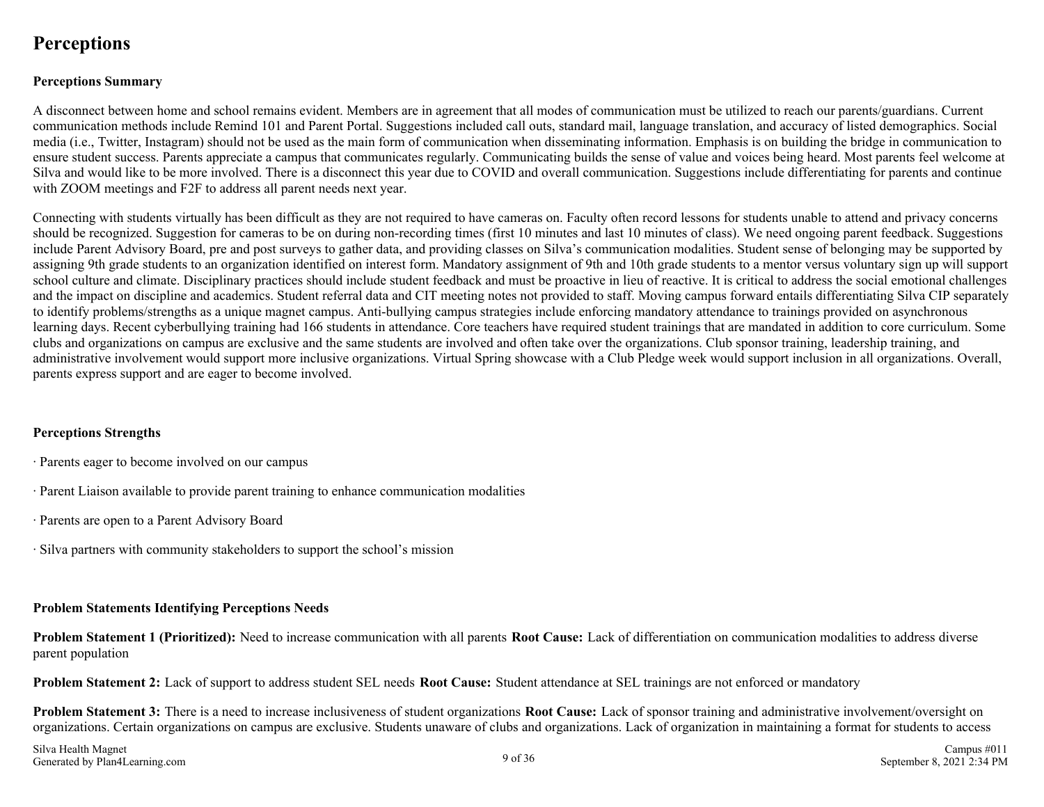# Perceptions

**Perceptions Summary**

A disconnect between home and school remains evident. Members are in agreement that all modes of communication must be utilized to reach our parents/guardians. Current communication methods include Remind 101 and Parent Portal. Suggestions included call outs, standard mail, language translation, and accuracy of listed demographics. Social media (i.e., Twitter, Instagram) should not be used as the main form of communication when disseminating information. Emphasis is on building the bridge in communication to ensure student success. Parents appreciate a campus that communicates regularly. Communicating builds the sense of value and voices being heard. Most parents feel welcome at Silva and would like to be more involved. There is a disconnect this year due to COVID and overall communication. Suggestions include differentiating for parents and continue with ZOOM meetings and F2F to address all parent needs next year.

Connecting with students virtually has been difficult as they are not required to have cameras on. Faculty often record lessons for students unable to attend and privacy concerns should be recognized. Suggestion for cameras to be on during non-recording times (first 10 minutes and last 10 minutes of class). We need ongoing parent feedback. Suggestions include Parent Advisory Board, pre and post surveys to gather data, and providing classes on Silva's communication modalities. Student sense of belonging may be supported by assigning 9th grade students to an organization identified on interest form. Mandatory assignment of 9th and 10th grade students to a mentor versus voluntary sign up will support school culture and climate. Disciplinary practices should include student feedback and must be proactive in lieu of reactive. It is critical to address the social emotional challenges and the impact on discipline and academics. Student referral data and CIT meeting notes not provided to staff. Moving campus forward entails differentiating Silva CIP separately to identify problems/strengths as a unique magnet campus. Anti-bullying campus strategies include enforcing mandatory attendance to trainings provided on asynchronous learning days. Recent cyberbullying training had 166 students in attendance. Core teachers have required student trainings that are mandated in addition to core curriculum. Some clubs and organizations on campus are exclusive and the same students are involved and often take over the organizations. Club sponsor training, leadership training, and administrative involvement would support more inclusive organizations. Virtual Spring showcase with a Club Pledge week would support inclusion in all organizations. Overall, parents express support and are eager to become involved.

**Perceptions Strengths**

· Parents eager to become involved on our campus

· Parent Liaison available to provide parent training to enhance communication modalities

· Parents are open to a Parent Advisory Board

· Silva partners with community stakeholders to support the school's mission

**Problem Statements Identifying Perceptions Needs**

**Problem Statement 1 (Prioritized):** Need to increase communication with all parents **Root Cause:** Lack of differentiation on communication modalities to address diverse parent population

**Problem Statement 2:** Lack of support to address student SEL needs **Root Cause:** Student attendance at SEL trainings are not enforced or mandatory

**Problem Statement 3:** There is a need to increase inclusiveness of student organizations **Root Cause:** Lack of sponsor training and administrative involvement/oversight on organizations. Certain organizations on campus are exclusive. Students unaware of clubs and organizations. Lack of organization in maintaining a format for students to access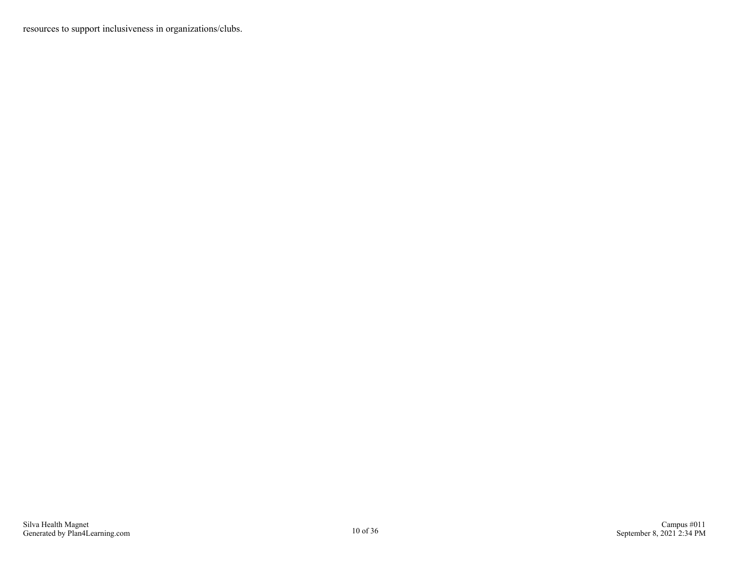resources to support inclusiveness in organizations/clubs.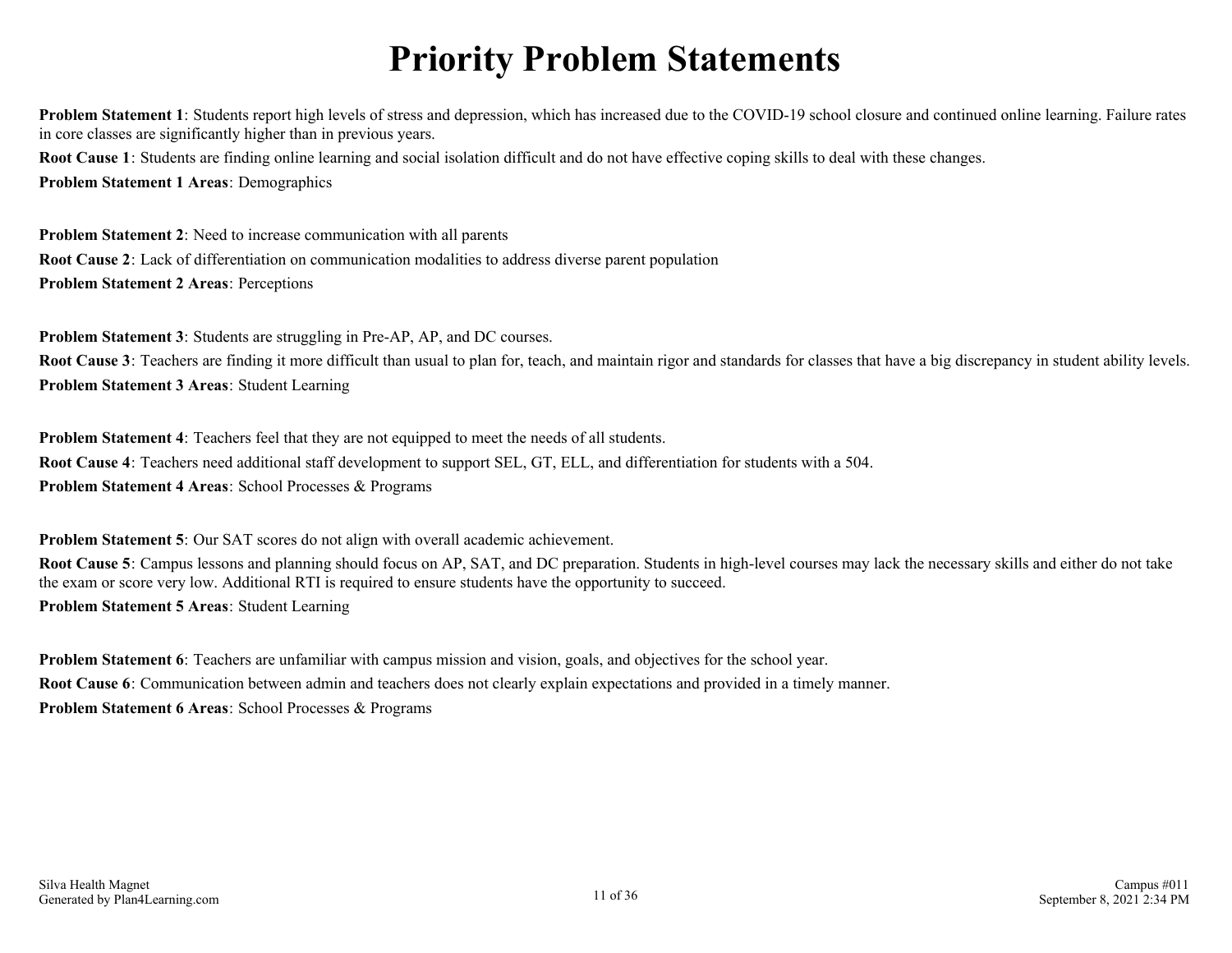# Priority Problem Statements

**Problem Statement 1**: Students report high levels of stress and depression, which has increased due to the COVID-19 school closure and continued online learning. Failure rates in core classes are significantly higher than in previous years.

**Root Cause 1**: Students are finding online learning and social isolation difficult and do not have effective coping skills to deal with these changes.

**Problem Statement 1 Areas**: Demographics

**Problem Statement 2**: Need to increase communication with all parents

**Root Cause 2**: Lack of differentiation on communication modalities to address diverse parent population

**Problem Statement 2 Areas**: Perceptions

**Problem Statement 3**: Students are struggling in Pre-AP, AP, and DC courses.

**Root Cause 3**: Teachers are finding it more difficult than usual to plan for, teach, and maintain rigor and standards for classes that have a big discrepancy in student ability levels.

**Problem Statement 3 Areas**: Student Learning

**Problem Statement 4**: Teachers feel that they are not equipped to meet the needs of all students.

**Root Cause 4**: Teachers need additional staff development to support SEL, GT, ELL, and differentiation for students with a 504.

**Problem Statement 4 Areas**: School Processes & Programs

**Problem Statement 5**: Our SAT scores do not align with overall academic achievement.

**Root Cause 5**: Campus lessons and planning should focus on AP, SAT, and DC preparation. Students in high-level courses may lack the necessary skills and either do not take the exam or score very low. Additional RTI is required to ensure students have the opportunity to succeed.

**Problem Statement 5 Areas**: Student Learning

**Problem Statement 6**: Teachers are unfamiliar with campus mission and vision, goals, and objectives for the school year.

**Root Cause 6**: Communication between admin and teachers does not clearly explain expectations and provided in a timely manner.

**Problem Statement 6 Areas**: School Processes & Programs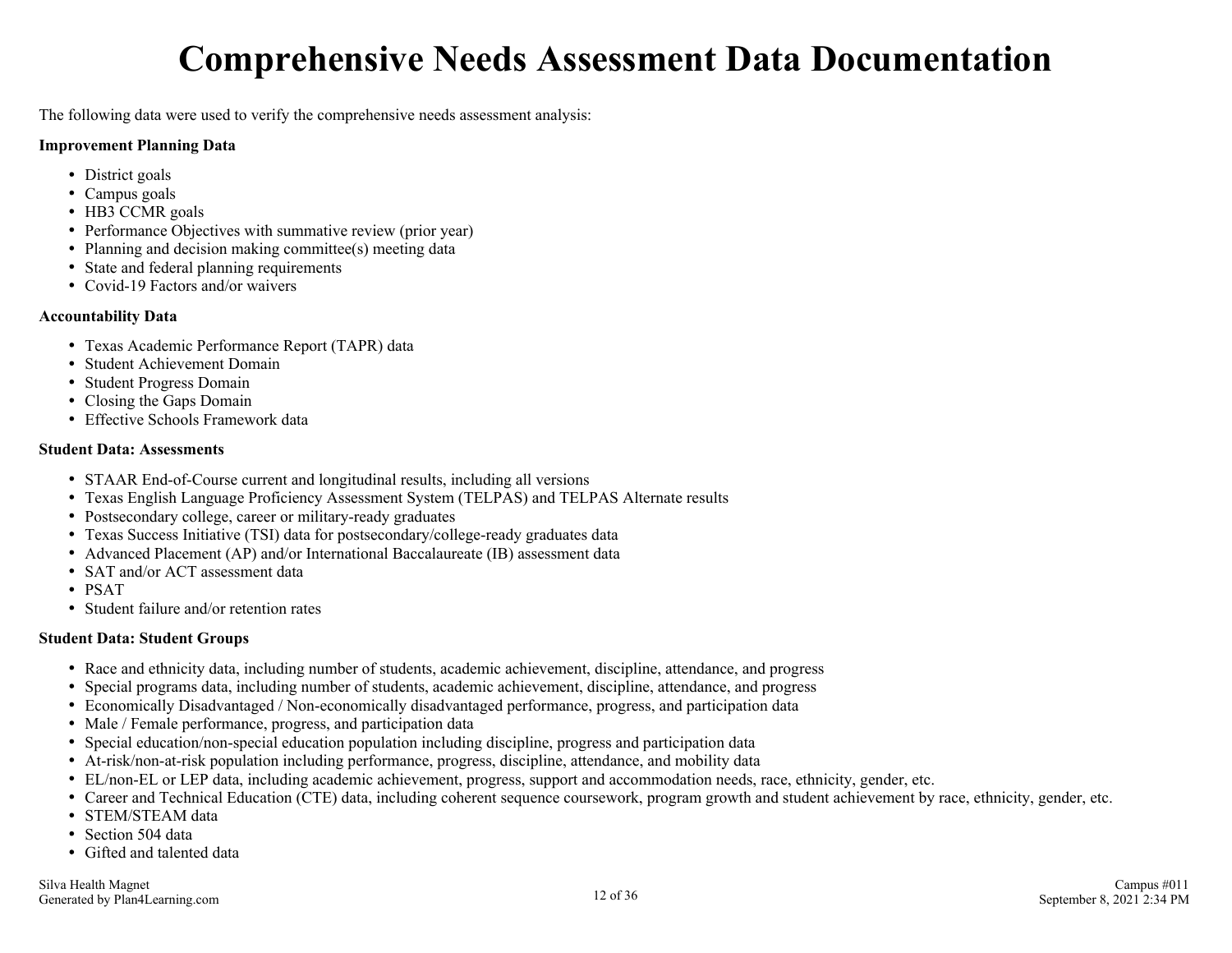# Comprehensive Needs Assessment Data Documentation

The following data were used to verify the comprehensive needs assessment analysis:

**Improvement Planning Data**

- District goals
- Campus goals
- HB3 CCMR goals
- Performance Objectives with summative review (prior year)
- Planning and decision making committee(s) meeting data
- State and federal planning requirements
- Covid-19 Factors and/or waivers

**Accountability Data**

- Texas Academic Performance Report (TAPR) data
- Student Achievement Domain
- Student Progress Domain
- Closing the Gaps Domain
- Effective Schools Framework data

**Student Data: Assessments**

- STAAR End-of-Course current and longitudinal results, including all versions
- Texas English Language Proficiency Assessment System (TELPAS) and TELPAS Alternate results
- Postsecondary college, career or military-ready graduates
- Texas Success Initiative (TSI) data for postsecondary/college-ready graduates data
- Advanced Placement (AP) and/or International Baccalaureate (IB) assessment data
- SAT and/or ACT assessment data
- PSAT
- Student failure and/or retention rates

**Student Data: Student Groups**

- Race and ethnicity data, including number of students, academic achievement, discipline, attendance, and progress
- Special programs data, including number of students, academic achievement, discipline, attendance, and progress
- Economically Disadvantaged / Non-economically disadvantaged performance, progress, and participation data
- Male / Female performance, progress, and participation data
- Special education/non-special education population including discipline, progress and participation data
- At-risk/non-at-risk population including performance, progress, discipline, attendance, and mobility data
- EL/non-EL or LEP data, including academic achievement, progress, support and accommodation needs, race, ethnicity, gender, etc.
- Career and Technical Education (CTE) data, including coherent sequence coursework, program growth and student achievement by race, ethnicity, gender, etc.
- STEM/STEAM data
- Section 504 data
- Gifted and talented data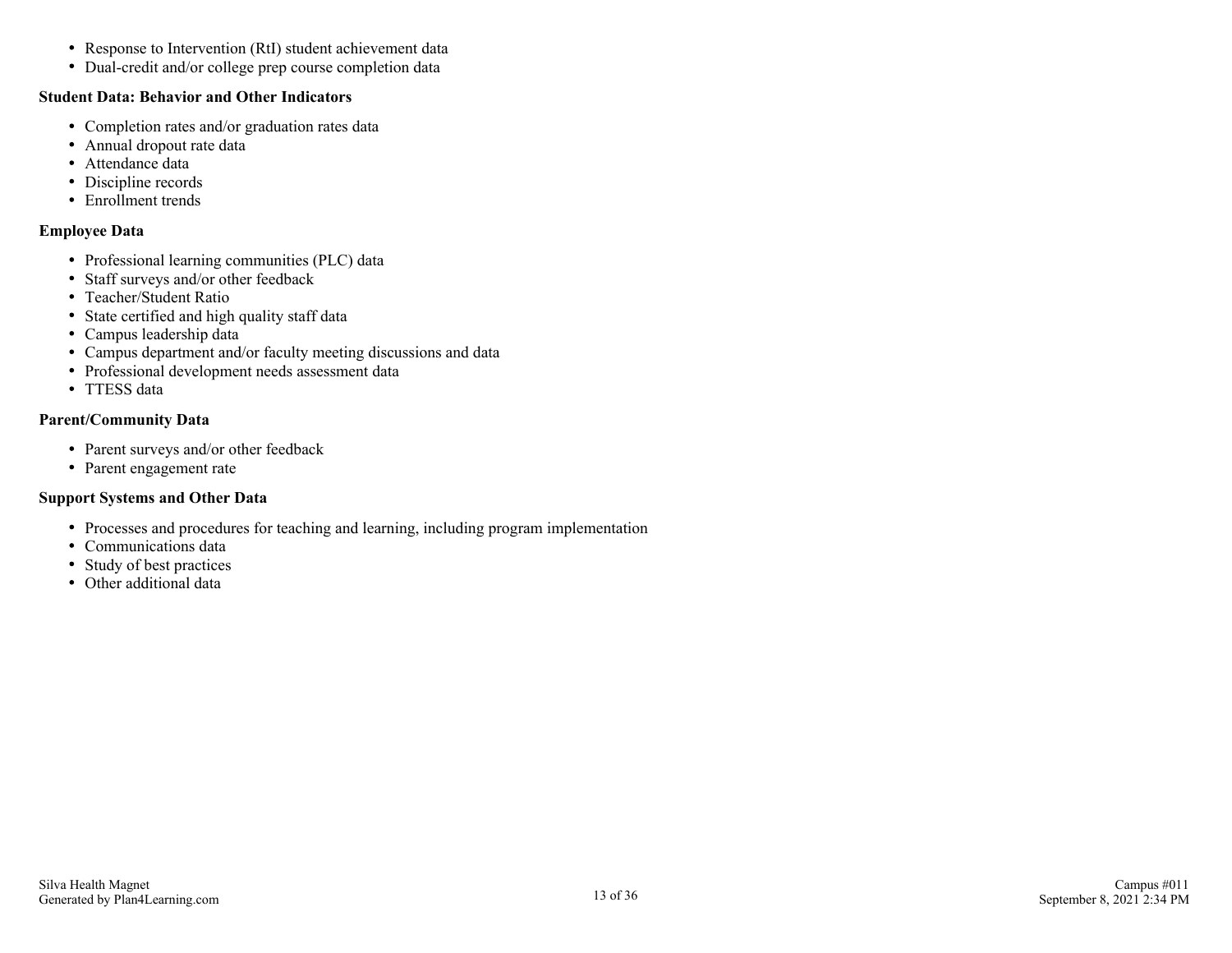- Response to Intervention (RtI) student achievement data
- Dual-credit and/or college prep course completion data

**Student Data: Behavior and Other Indicators**

- Completion rates and/or graduation rates data
- Annual dropout rate data
- Attendance data
- Discipline records
- Enrollment trends

**Employee Data**

- Professional learning communities (PLC) data
- Staff surveys and/or other feedback
- Teacher/Student Ratio
- State certified and high quality staff data
- Campus leadership data
- Campus department and/or faculty meeting discussions and data
- Professional development needs assessment data
- TTESS data

**Parent/Community Data**

- Parent surveys and/or other feedback
- Parent engagement rate

**Support Systems and Other Data**

- Processes and procedures for teaching and learning, including program implementation
- Communications data
- Study of best practices
- Other additional data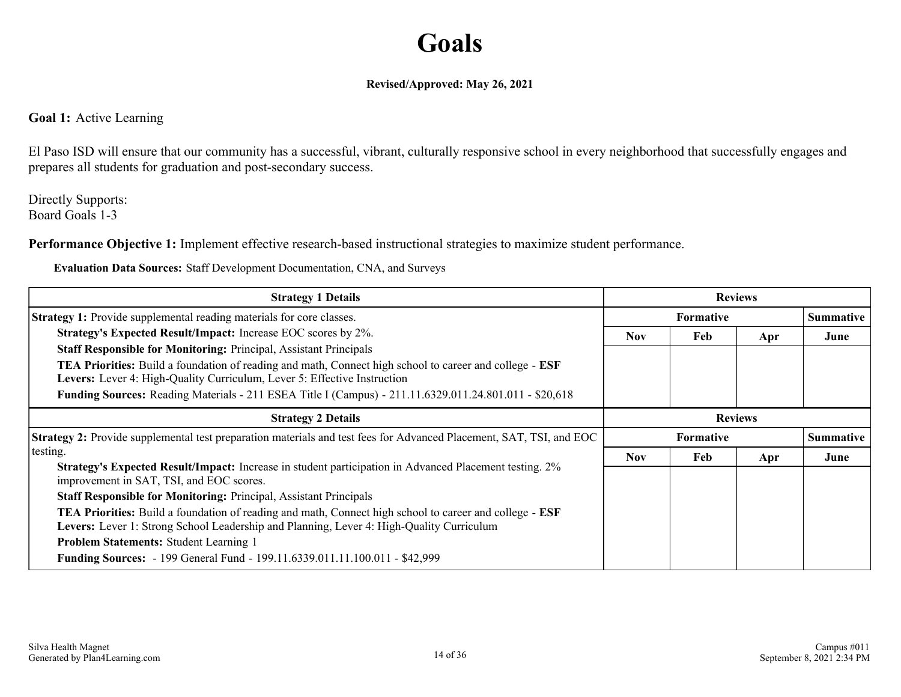# Goals

**Revised/Approved: May 26, 2021**

**Goal 1:** Active Learning

El Paso ISD will ensure that our community has a successful, vibrant, culturally responsive school in every neighborhood that successfully engages and prepares all students for graduation and post-secondary success.

Directly Supports:
Board Goals 1-3

**Performance Objective 1:** Implement effective research-based instructional strategies to maximize student performance.

**Evaluation Data Sources:** Staff Development Documentation, CNA, and Surveys

| Strategy 1 Details | Reviews | | | |
|---|---|---|---|---|
| | Formative | | | Summative |
| | Nov | Feb | Apr | June |
| **Strategy 1:** Provide supplemental reading materials for core classes.<br>**Strategy's Expected Result/Impact:** Increase EOC scores by 2%.<br>**Staff Responsible for Monitoring:** Principal, Assistant Principals<br>**TEA Priorities:** Build a foundation of reading and math, Connect high school to career and college - **ESF Levers:** Lever 4: High-Quality Curriculum, Lever 5: Effective Instruction<br>**Funding Sources:** Reading Materials - 211 ESEA Title I (Campus) - 211.11.6329.011.24.801.011 - $20,618 | | | | |

| Strategy 2 Details | Reviews | | | |
|---|---|---|---|---|
| | Formative | | | Summative |
| | Nov | Feb | Apr | June |
| **Strategy 2:** Provide supplemental test preparation materials and test fees for Advanced Placement, SAT, TSI, and EOC testing.<br>**Strategy's Expected Result/Impact:** Increase in student participation in Advanced Placement testing. 2% improvement in SAT, TSI, and EOC scores.<br>**Staff Responsible for Monitoring:** Principal, Assistant Principals<br>**TEA Priorities:** Build a foundation of reading and math, Connect high school to career and college - **ESF Levers:** Lever 1: Strong School Leadership and Planning, Lever 4: High-Quality Curriculum<br>**Problem Statements:** Student Learning 1<br>**Funding Sources:** - 199 General Fund - 199.11.6339.011.11.100.011 - $42,999 | | | | |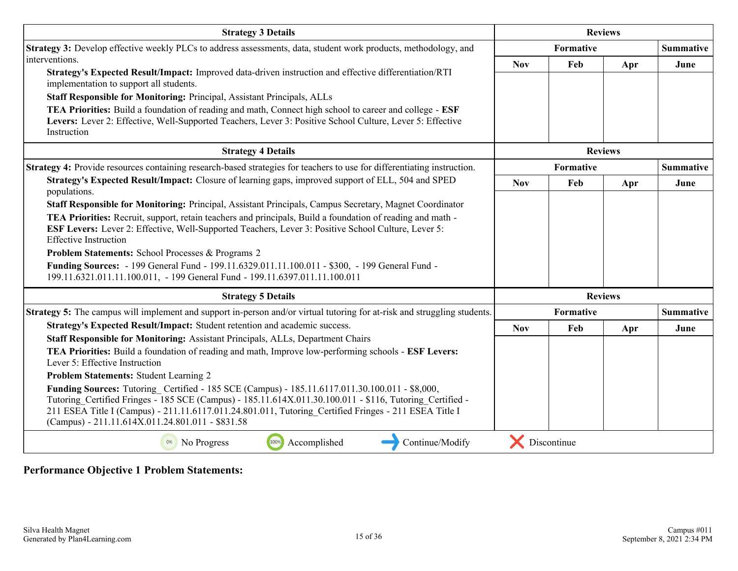| Strategy 3 Details | Reviews | | | |
|---|---|---|---|---|
| **Strategy 3:** Develop effective weekly PLCs to address assessments, data, student work products, methodology, and interventions.<br>**Strategy's Expected Result/Impact:** Improved data-driven instruction and effective differentiation/RTI implementation to support all students.<br>**Staff Responsible for Monitoring:** Principal, Assistant Principals, ALLs<br>**TEA Priorities:** Build a foundation of reading and math, Connect high school to career and college - **ESF Levers:** Lever 2: Effective, Well-Supported Teachers, Lever 3: Positive School Culture, Lever 5: Effective Instruction | Formative | | | Summative |
| | Nov | Feb | Apr | June |
| | | | | |

| Strategy 4 Details | Reviews | | | |
|---|---|---|---|---|
| **Strategy 4:** Provide resources containing research-based strategies for teachers to use for differentiating instruction.<br>**Strategy's Expected Result/Impact:** Closure of learning gaps, improved support of ELL, 504 and SPED populations.<br>**Staff Responsible for Monitoring:** Principal, Assistant Principals, Campus Secretary, Magnet Coordinator<br>**TEA Priorities:** Recruit, support, retain teachers and principals, Build a foundation of reading and math - **ESF Levers:** Lever 2: Effective, Well-Supported Teachers, Lever 3: Positive School Culture, Lever 5: Effective Instruction<br>**Problem Statements:** School Processes & Programs 2<br>**Funding Sources:** - 199 General Fund - 199.11.6329.011.11.100.011 - $300, - 199 General Fund - 199.11.6321.011.11.100.011, - 199 General Fund - 199.11.6397.011.11.100.011 | Formative | | | Summative |
| | Nov | Feb | Apr | June |
| | | | | |

| Strategy 5 Details | Reviews | | | |
|---|---|---|---|---|
| **Strategy 5:** The campus will implement and support in-person and/or virtual tutoring for at-risk and struggling students.<br>**Strategy's Expected Result/Impact:** Student retention and academic success.<br>**Staff Responsible for Monitoring:** Assistant Principals, ALLs, Department Chairs<br>**TEA Priorities:** Build a foundation of reading and math, Improve low-performing schools - **ESF Levers:** Lever 5: Effective Instruction<br>**Problem Statements:** Student Learning 2<br>**Funding Sources:** Tutoring_ Certified - 185 SCE (Campus) - 185.11.6117.011.30.100.011 - $8,000, Tutoring_Certified Fringes - 185 SCE (Campus) - 185.11.614X.011.30.100.011 - $116, Tutoring_Certified - 211 ESEA Title I (Campus) - 211.11.6117.011.24.801.011, Tutoring_Certified Fringes - 211 ESEA Title I (Campus) - 211.11.614X.011.24.801.011 - $831.58 | Formative | | | Summative |
| | Nov | Feb | Apr | June |
| | | | | |

0% No Progress | 100% Accomplished | Continue/Modify | Discontinue

**Performance Objective 1 Problem Statements:**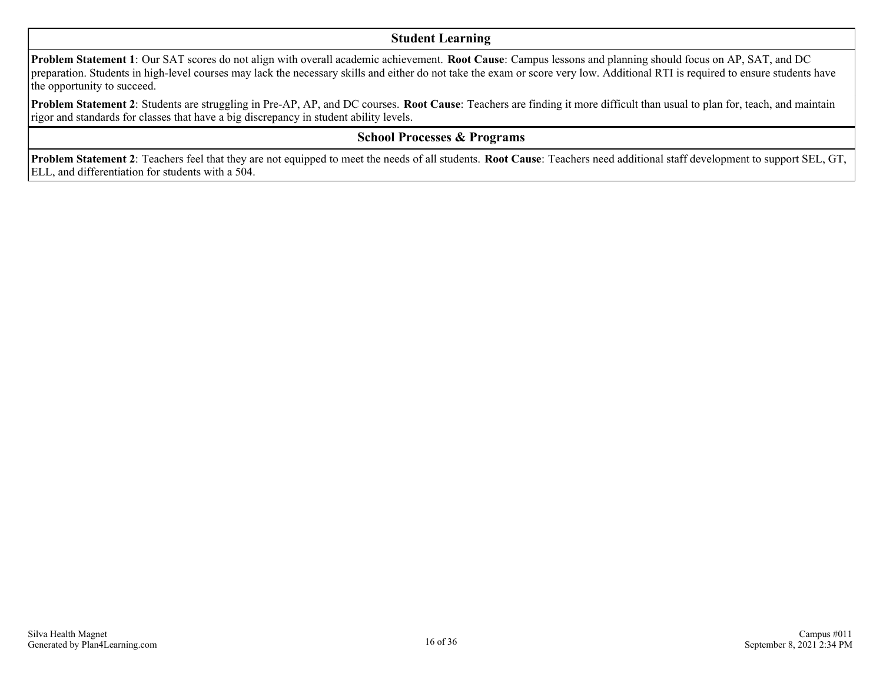### Student Learning

**Problem Statement 1**: Our SAT scores do not align with overall academic achievement. **Root Cause**: Campus lessons and planning should focus on AP, SAT, and DC preparation. Students in high-level courses may lack the necessary skills and either do not take the exam or score very low. Additional RTI is required to ensure students have the opportunity to succeed.

**Problem Statement 2**: Students are struggling in Pre-AP, AP, and DC courses. **Root Cause**: Teachers are finding it more difficult than usual to plan for, teach, and maintain rigor and standards for classes that have a big discrepancy in student ability levels.

### School Processes & Programs

**Problem Statement 2**: Teachers feel that they are not equipped to meet the needs of all students. **Root Cause**: Teachers need additional staff development to support SEL, GT, ELL, and differentiation for students with a 504.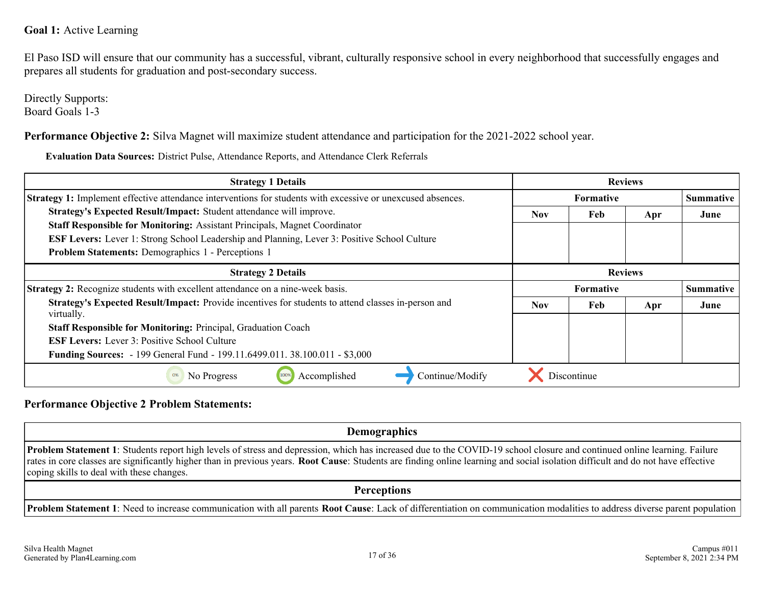**Goal 1:** Active Learning

El Paso ISD will ensure that our community has a successful, vibrant, culturally responsive school in every neighborhood that successfully engages and prepares all students for graduation and post-secondary success.

Directly Supports:
Board Goals 1-3

**Performance Objective 2:** Silva Magnet will maximize student attendance and participation for the 2021-2022 school year.

**Evaluation Data Sources:** District Pulse, Attendance Reports, and Attendance Clerk Referrals

| Strategy 1 Details | Reviews | | | |
|---|---|---|---|---|
| | Formative | | | Summative |
| | Nov | Feb | Apr | June |
| **Strategy 1:** Implement effective attendance interventions for students with excessive or unexcused absences.<br>**Strategy's Expected Result/Impact:** Student attendance will improve.<br>**Staff Responsible for Monitoring:** Assistant Principals, Magnet Coordinator<br>**ESF Levers:** Lever 1: Strong School Leadership and Planning, Lever 3: Positive School Culture<br>**Problem Statements:** Demographics 1 - Perceptions 1 | | | | |

| Strategy 2 Details | Reviews | | | |
|---|---|---|---|---|
| | Formative | | | Summative |
| | Nov | Feb | Apr | June |
| **Strategy 2:** Recognize students with excellent attendance on a nine-week basis.<br>**Strategy's Expected Result/Impact:** Provide incentives for students to attend classes in-person and virtually.<br>**Staff Responsible for Monitoring:** Principal, Graduation Coach<br>**ESF Levers:** Lever 3: Positive School Culture<br>**Funding Sources:** - 199 General Fund - 199.11.6499.011. 38.100.011 - $3,000 | | | | |

0% No Progress | 100% Accomplished | Continue/Modify | Discontinue

**Performance Objective 2 Problem Statements:**

| Demographics |
|---|
| **Problem Statement 1**: Students report high levels of stress and depression, which has increased due to the COVID-19 school closure and continued online learning. Failure rates in core classes are significantly higher than in previous years. **Root Cause**: Students are finding online learning and social isolation difficult and do not have effective coping skills to deal with these changes. |

| Perceptions |
|---|
| **Problem Statement 1**: Need to increase communication with all parents **Root Cause**: Lack of differentiation on communication modalities to address diverse parent population |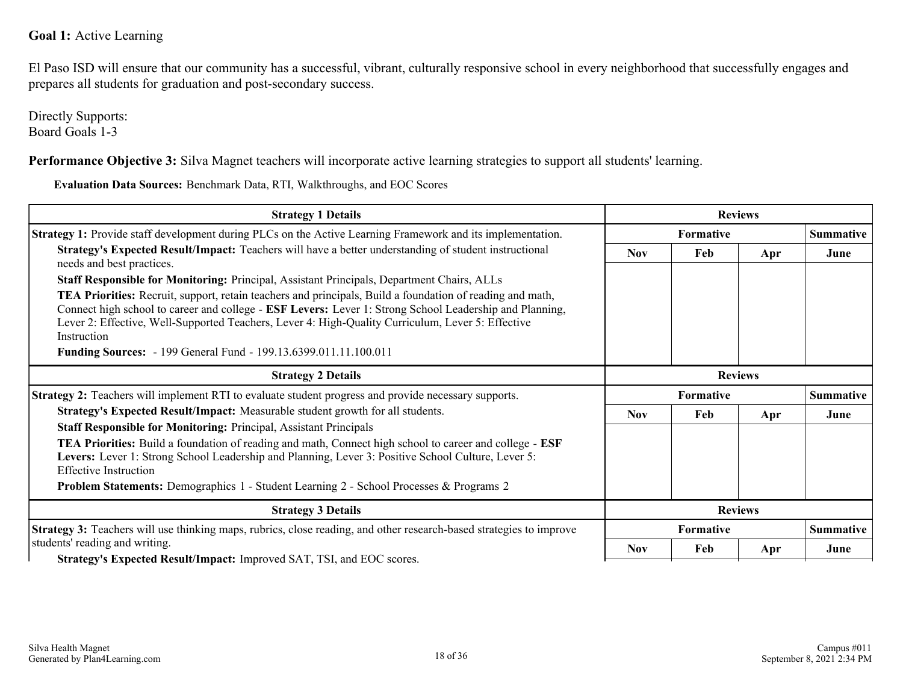**Goal 1:** Active Learning

El Paso ISD will ensure that our community has a successful, vibrant, culturally responsive school in every neighborhood that successfully engages and prepares all students for graduation and post-secondary success.

Directly Supports:
Board Goals 1-3

**Performance Objective 3:** Silva Magnet teachers will incorporate active learning strategies to support all students' learning.

**Evaluation Data Sources:** Benchmark Data, RTI, Walkthroughs, and EOC Scores

| Strategy 1 Details | Reviews | | | |
|---|---|---|---|---|
| **Strategy 1:** Provide staff development during PLCs on the Active Learning Framework and its implementation. | Formative | | | Summative |
| **Strategy's Expected Result/Impact:** Teachers will have a better understanding of student instructional needs and best practices.<br>**Staff Responsible for Monitoring:** Principal, Assistant Principals, Department Chairs, ALLs<br>**TEA Priorities:** Recruit, support, retain teachers and principals, Build a foundation of reading and math, Connect high school to career and college - **ESF Levers:** Lever 1: Strong School Leadership and Planning, Lever 2: Effective, Well-Supported Teachers, Lever 4: High-Quality Curriculum, Lever 5: Effective Instruction<br>**Funding Sources:** - 199 General Fund - 199.13.6399.011.11.100.011 | Nov | Feb | Apr | June |

| Strategy 2 Details | Reviews | | | |
|---|---|---|---|---|
| **Strategy 2:** Teachers will implement RTI to evaluate student progress and provide necessary supports. | Formative | | | Summative |
| **Strategy's Expected Result/Impact:** Measurable student growth for all students.<br>**Staff Responsible for Monitoring:** Principal, Assistant Principals<br>**TEA Priorities:** Build a foundation of reading and math, Connect high school to career and college - **ESF Levers:** Lever 1: Strong School Leadership and Planning, Lever 3: Positive School Culture, Lever 5: Effective Instruction<br>**Problem Statements:** Demographics 1 - Student Learning 2 - School Processes & Programs 2 | Nov | Feb | Apr | June |

| Strategy 3 Details | Reviews | | | |
|---|---|---|---|---|
| **Strategy 3:** Teachers will use thinking maps, rubrics, close reading, and other research-based strategies to improve students' reading and writing. | Formative | | | Summative |
| **Strategy's Expected Result/Impact:** Improved SAT, TSI, and EOC scores. | Nov | Feb | Apr | June |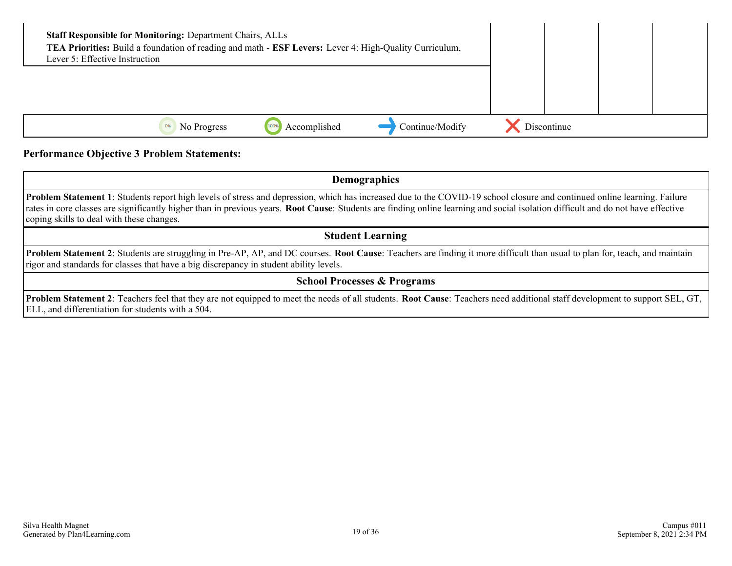| | | | | |
|---|---|---|---|---|
| **Staff Responsible for Monitoring:** Department Chairs, ALLs<br>**TEA Priorities:** Build a foundation of reading and math - **ESF Levers:** Lever 4: High-Quality Curriculum, Lever 5: Effective Instruction | | | | |
| | | | | |

0% No Progress &nbsp;&nbsp; 100% Accomplished &nbsp;&nbsp; Continue/Modify &nbsp;&nbsp; Discontinue

**Performance Objective 3 Problem Statements:**

| Demographics |
|---|
| **Problem Statement 1**: Students report high levels of stress and depression, which has increased due to the COVID-19 school closure and continued online learning. Failure rates in core classes are significantly higher than in previous years. **Root Cause**: Students are finding online learning and social isolation difficult and do not have effective coping skills to deal with these changes. |
| **Student Learning** |
| **Problem Statement 2**: Students are struggling in Pre-AP, AP, and DC courses. **Root Cause**: Teachers are finding it more difficult than usual to plan for, teach, and maintain rigor and standards for classes that have a big discrepancy in student ability levels. |
| **School Processes & Programs** |
| **Problem Statement 2**: Teachers feel that they are not equipped to meet the needs of all students. **Root Cause**: Teachers need additional staff development to support SEL, GT, ELL, and differentiation for students with a 504. |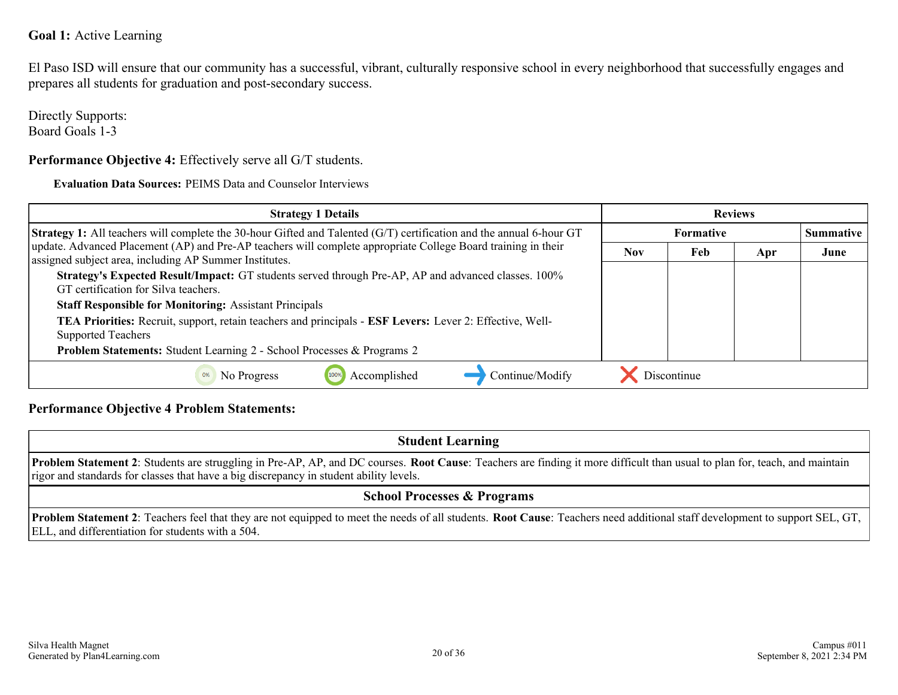**Goal 1:** Active Learning

El Paso ISD will ensure that our community has a successful, vibrant, culturally responsive school in every neighborhood that successfully engages and prepares all students for graduation and post-secondary success.

Directly Supports:
Board Goals 1-3

**Performance Objective 4:** Effectively serve all G/T students.

**Evaluation Data Sources:** PEIMS Data and Counselor Interviews

| Strategy 1 Details | Reviews | | | |
|---|---|---|---|---|
| | Formative | | | Summative |
| | Nov | Feb | Apr | June |
| **Strategy 1:** All teachers will complete the 30-hour Gifted and Talented (G/T) certification and the annual 6-hour GT update. Advanced Placement (AP) and Pre-AP teachers will complete appropriate College Board training in their assigned subject area, including AP Summer Institutes.<br>**Strategy's Expected Result/Impact:** GT students served through Pre-AP, AP and advanced classes. 100% GT certification for Silva teachers.<br>**Staff Responsible for Monitoring:** Assistant Principals<br>**TEA Priorities:** Recruit, support, retain teachers and principals - **ESF Levers:** Lever 2: Effective, Well-Supported Teachers<br>**Problem Statements:** Student Learning 2 - School Processes & Programs 2 | | | | |

0% No Progress | 100% Accomplished | Continue/Modify | Discontinue

**Performance Objective 4 Problem Statements:**

| Student Learning |
|---|
| **Problem Statement 2**: Students are struggling in Pre-AP, AP, and DC courses. **Root Cause**: Teachers are finding it more difficult than usual to plan for, teach, and maintain rigor and standards for classes that have a big discrepancy in student ability levels. |

| School Processes & Programs |
|---|
| **Problem Statement 2**: Teachers feel that they are not equipped to meet the needs of all students. **Root Cause**: Teachers need additional staff development to support SEL, GT, ELL, and differentiation for students with a 504. |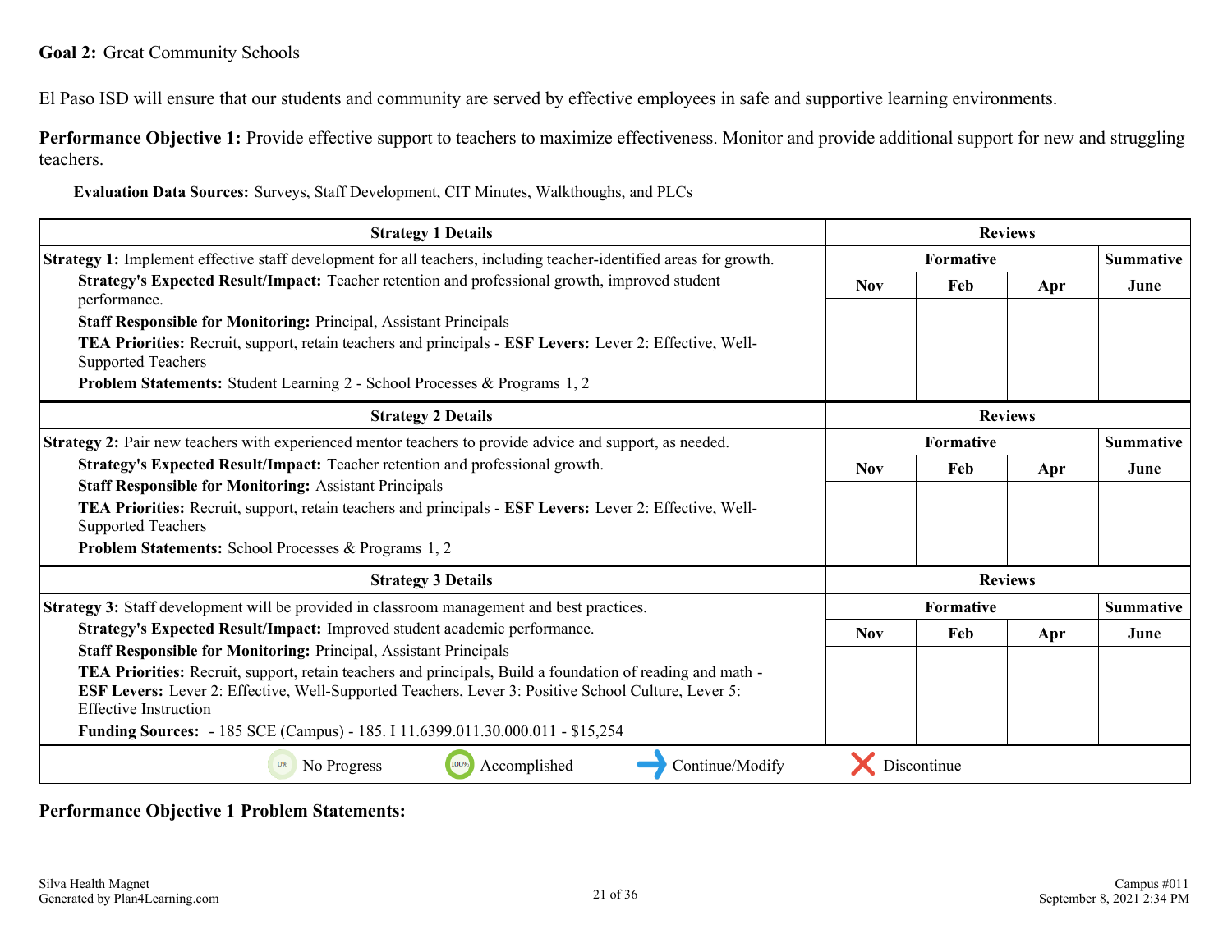**Goal 2:** Great Community Schools

El Paso ISD will ensure that our students and community are served by effective employees in safe and supportive learning environments.

**Performance Objective 1:** Provide effective support to teachers to maximize effectiveness. Monitor and provide additional support for new and struggling teachers.

**Evaluation Data Sources:** Surveys, Staff Development, CIT Minutes, Walkthoughs, and PLCs

| Strategy 1 Details | Reviews | | | |
|---|---|---|---|---|
| **Strategy 1:** Implement effective staff development for all teachers, including teacher-identified areas for growth.<br>**Strategy's Expected Result/Impact:** Teacher retention and professional growth, improved student performance.<br>**Staff Responsible for Monitoring:** Principal, Assistant Principals<br>**TEA Priorities:** Recruit, support, retain teachers and principals - **ESF Levers:** Lever 2: Effective, Well-Supported Teachers<br>**Problem Statements:** Student Learning 2 - School Processes & Programs 1, 2 | Formative | | | Summative |
| | Nov | Feb | Apr | June |
| | | | | |

| Strategy 2 Details | Reviews | | | |
|---|---|---|---|---|
| **Strategy 2:** Pair new teachers with experienced mentor teachers to provide advice and support, as needed.<br>**Strategy's Expected Result/Impact:** Teacher retention and professional growth.<br>**Staff Responsible for Monitoring:** Assistant Principals<br>**TEA Priorities:** Recruit, support, retain teachers and principals - **ESF Levers:** Lever 2: Effective, Well-Supported Teachers<br>**Problem Statements:** School Processes & Programs 1, 2 | Formative | | | Summative |
| | Nov | Feb | Apr | June |
| | | | | |

| Strategy 3 Details | Reviews | | | |
|---|---|---|---|---|
| **Strategy 3:** Staff development will be provided in classroom management and best practices.<br>**Strategy's Expected Result/Impact:** Improved student academic performance.<br>**Staff Responsible for Monitoring:** Principal, Assistant Principals<br>**TEA Priorities:** Recruit, support, retain teachers and principals, Build a foundation of reading and math - **ESF Levers:** Lever 2: Effective, Well-Supported Teachers, Lever 3: Positive School Culture, Lever 5: Effective Instruction<br>**Funding Sources:** - 185 SCE (Campus) - 185. I 11.6399.011.30.000.011 - $15,254 | Formative | | | Summative |
| | Nov | Feb | Apr | June |
| | | | | |

0% No Progress | 100% Accomplished | Continue/Modify | Discontinue

**Performance Objective 1 Problem Statements:**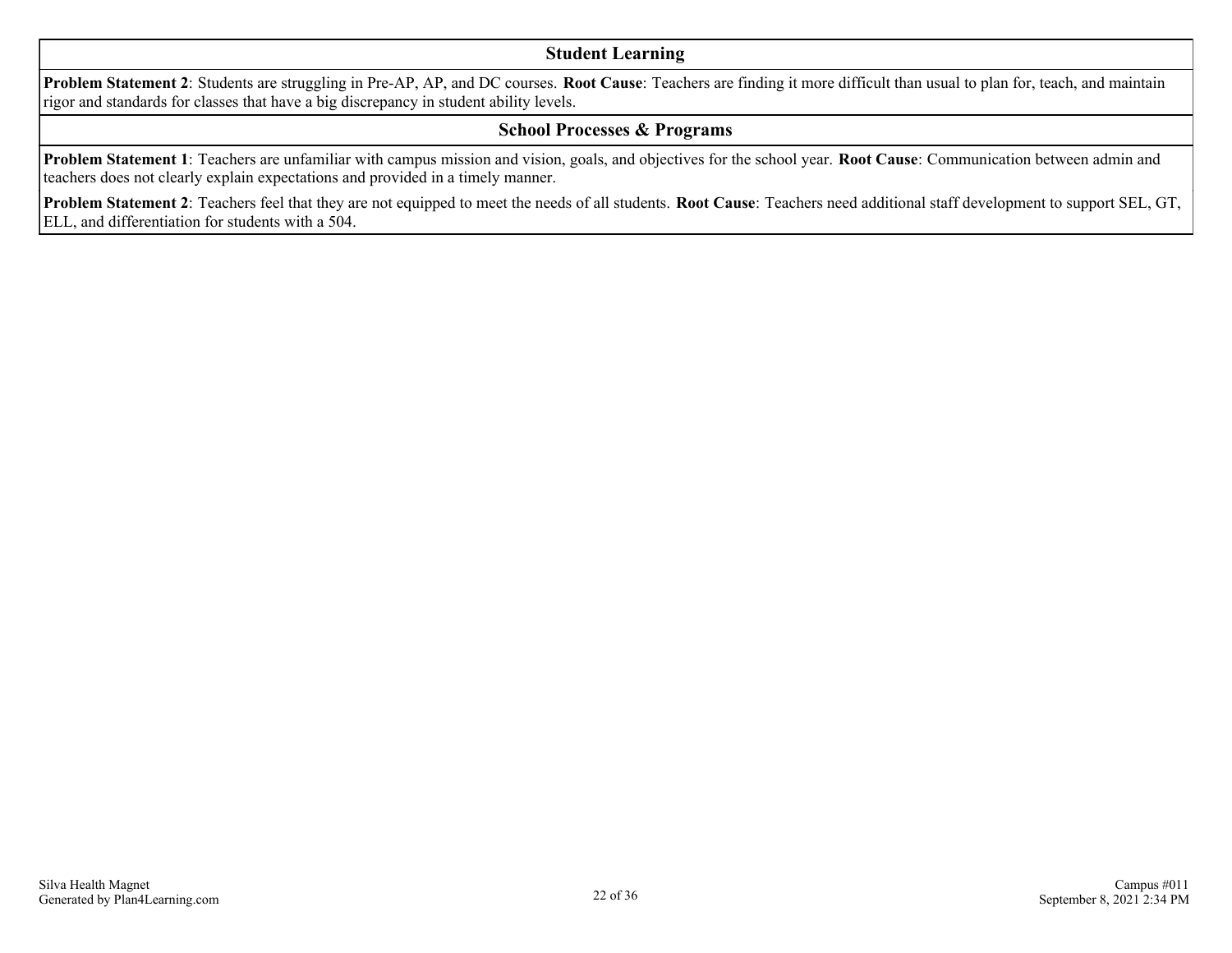## Student Learning

**Problem Statement 2**: Students are struggling in Pre-AP, AP, and DC courses. **Root Cause**: Teachers are finding it more difficult than usual to plan for, teach, and maintain rigor and standards for classes that have a big discrepancy in student ability levels.

## School Processes & Programs

**Problem Statement 1**: Teachers are unfamiliar with campus mission and vision, goals, and objectives for the school year. **Root Cause**: Communication between admin and teachers does not clearly explain expectations and provided in a timely manner.

**Problem Statement 2**: Teachers feel that they are not equipped to meet the needs of all students. **Root Cause**: Teachers need additional staff development to support SEL, GT, ELL, and differentiation for students with a 504.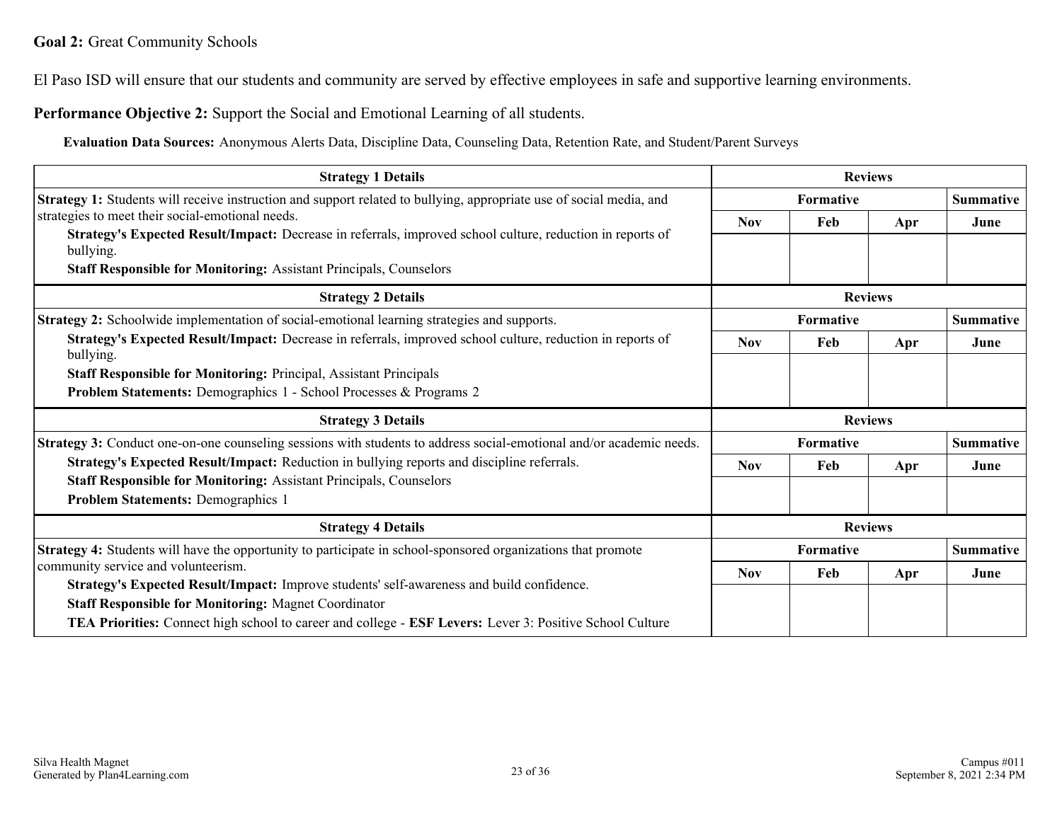**Goal 2:** Great Community Schools

El Paso ISD will ensure that our students and community are served by effective employees in safe and supportive learning environments.

**Performance Objective 2:** Support the Social and Emotional Learning of all students.

**Evaluation Data Sources:** Anonymous Alerts Data, Discipline Data, Counseling Data, Retention Rate, and Student/Parent Surveys

| Strategy 1 Details | Reviews | | | |
|---|---|---|---|---|
| **Strategy 1:** Students will receive instruction and support related to bullying, appropriate use of social media, and strategies to meet their social-emotional needs.<br>**Strategy's Expected Result/Impact:** Decrease in referrals, improved school culture, reduction in reports of bullying.<br>**Staff Responsible for Monitoring:** Assistant Principals, Counselors | Formative | | | Summative |
| | Nov | Feb | Apr | June |
| | | | | |

| Strategy 2 Details | Reviews | | | |
|---|---|---|---|---|
| **Strategy 2:** Schoolwide implementation of social-emotional learning strategies and supports.<br>**Strategy's Expected Result/Impact:** Decrease in referrals, improved school culture, reduction in reports of bullying.<br>**Staff Responsible for Monitoring:** Principal, Assistant Principals<br>**Problem Statements:** Demographics 1 - School Processes & Programs 2 | Formative | | | Summative |
| | Nov | Feb | Apr | June |
| | | | | |

| Strategy 3 Details | Reviews | | | |
|---|---|---|---|---|
| **Strategy 3:** Conduct one-on-one counseling sessions with students to address social-emotional and/or academic needs.<br>**Strategy's Expected Result/Impact:** Reduction in bullying reports and discipline referrals.<br>**Staff Responsible for Monitoring:** Assistant Principals, Counselors<br>**Problem Statements:** Demographics 1 | Formative | | | Summative |
| | Nov | Feb | Apr | June |
| | | | | |

| Strategy 4 Details | Reviews | | | |
|---|---|---|---|---|
| **Strategy 4:** Students will have the opportunity to participate in school-sponsored organizations that promote community service and volunteerism.<br>**Strategy's Expected Result/Impact:** Improve students' self-awareness and build confidence.<br>**Staff Responsible for Monitoring:** Magnet Coordinator<br>**TEA Priorities:** Connect high school to career and college - **ESF Levers:** Lever 3: Positive School Culture | Formative | | | Summative |
| | Nov | Feb | Apr | June |
| | | | | |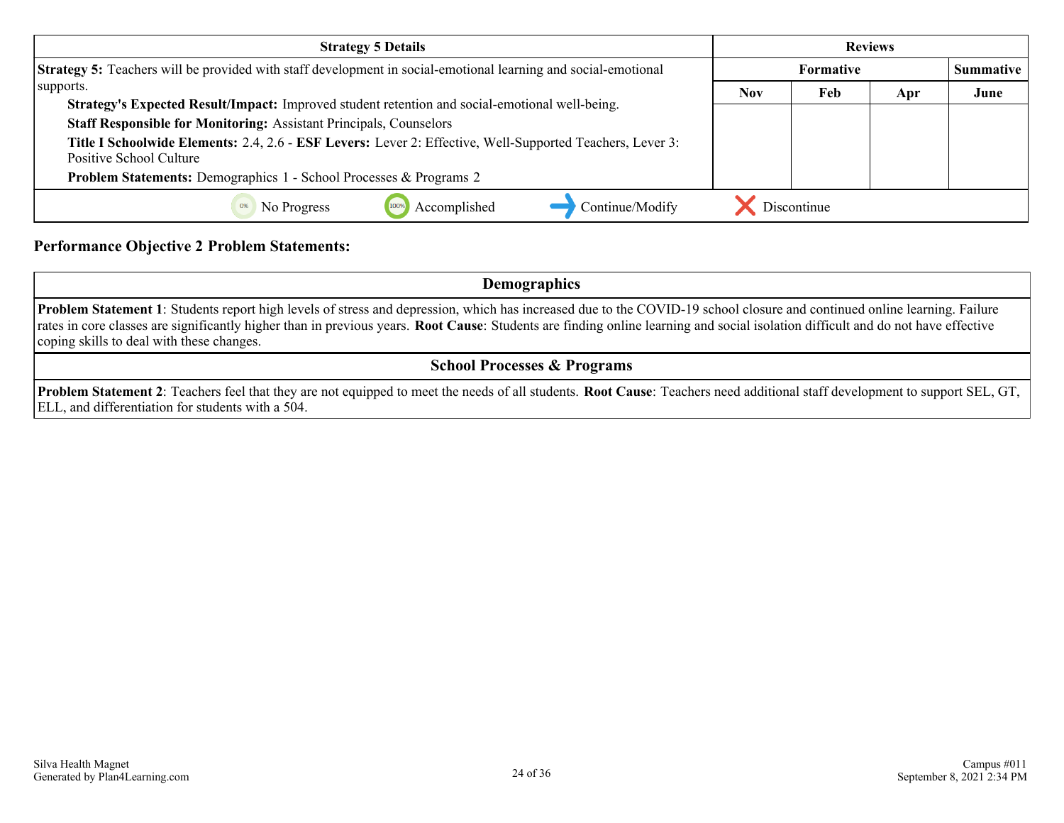| Strategy 5 Details | Reviews | | | |
|---|---|---|---|---|
| | Formative | | | Summative |
| | Nov | Feb | Apr | June |
| **Strategy 5:** Teachers will be provided with staff development in social-emotional learning and social-emotional supports.<br>**Strategy's Expected Result/Impact:** Improved student retention and social-emotional well-being.<br>**Staff Responsible for Monitoring:** Assistant Principals, Counselors<br>**Title I Schoolwide Elements:** 2.4, 2.6 - **ESF Levers:** Lever 2: Effective, Well-Supported Teachers, Lever 3: Positive School Culture<br>**Problem Statements:** Demographics 1 - School Processes & Programs 2 | | | | |

0% No Progress | 100% Accomplished | Continue/Modify | Discontinue

**Performance Objective 2 Problem Statements:**

| Demographics |
|---|
| **Problem Statement 1**: Students report high levels of stress and depression, which has increased due to the COVID-19 school closure and continued online learning. Failure rates in core classes are significantly higher than in previous years. **Root Cause**: Students are finding online learning and social isolation difficult and do not have effective coping skills to deal with these changes. |

| School Processes & Programs |
|---|
| **Problem Statement 2**: Teachers feel that they are not equipped to meet the needs of all students. **Root Cause**: Teachers need additional staff development to support SEL, GT, ELL, and differentiation for students with a 504. |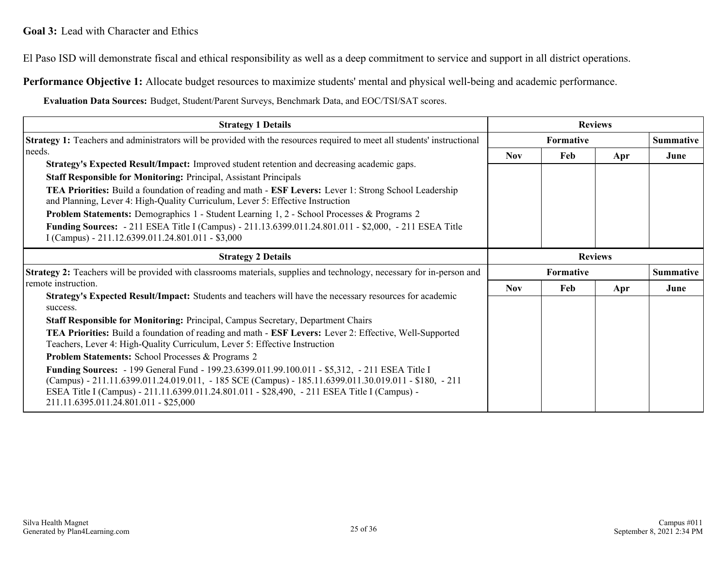**Goal 3:** Lead with Character and Ethics

El Paso ISD will demonstrate fiscal and ethical responsibility as well as a deep commitment to service and support in all district operations.

**Performance Objective 1:** Allocate budget resources to maximize students' mental and physical well-being and academic performance.

**Evaluation Data Sources:** Budget, Student/Parent Surveys, Benchmark Data, and EOC/TSI/SAT scores.

| Strategy 1 Details | Reviews | | | |
|---|---|---|---|---|
| | Formative | | | Summative |
| | Nov | Feb | Apr | June |
| **Strategy 1:** Teachers and administrators will be provided with the resources required to meet all students' instructional needs.<br>**Strategy's Expected Result/Impact:** Improved student retention and decreasing academic gaps.<br>**Staff Responsible for Monitoring:** Principal, Assistant Principals<br>**TEA Priorities:** Build a foundation of reading and math - **ESF Levers:** Lever 1: Strong School Leadership and Planning, Lever 4: High-Quality Curriculum, Lever 5: Effective Instruction<br>**Problem Statements:** Demographics 1 - Student Learning 1, 2 - School Processes & Programs 2<br>**Funding Sources:** - 211 ESEA Title I (Campus) - 211.13.6399.011.24.801.011 - $2,000, - 211 ESEA Title I (Campus) - 211.12.6399.011.24.801.011 - $3,000 | | | | |

| Strategy 2 Details | Reviews | | | |
|---|---|---|---|---|
| | Formative | | | Summative |
| | Nov | Feb | Apr | June |
| **Strategy 2:** Teachers will be provided with classrooms materials, supplies and technology, necessary for in-person and remote instruction.<br>**Strategy's Expected Result/Impact:** Students and teachers will have the necessary resources for academic success.<br>**Staff Responsible for Monitoring:** Principal, Campus Secretary, Department Chairs<br>**TEA Priorities:** Build a foundation of reading and math - **ESF Levers:** Lever 2: Effective, Well-Supported Teachers, Lever 4: High-Quality Curriculum, Lever 5: Effective Instruction<br>**Problem Statements:** School Processes & Programs 2<br>**Funding Sources:** - 199 General Fund - 199.23.6399.011.99.100.011 - $5,312, - 211 ESEA Title I (Campus) - 211.11.6399.011.24.019.011, - 185 SCE (Campus) - 185.11.6399.011.30.019.011 - $180, - 211 ESEA Title I (Campus) - 211.11.6399.011.24.801.011 - $28,490, - 211 ESEA Title I (Campus) - 211.11.6395.011.24.801.011 - $25,000 | | | | |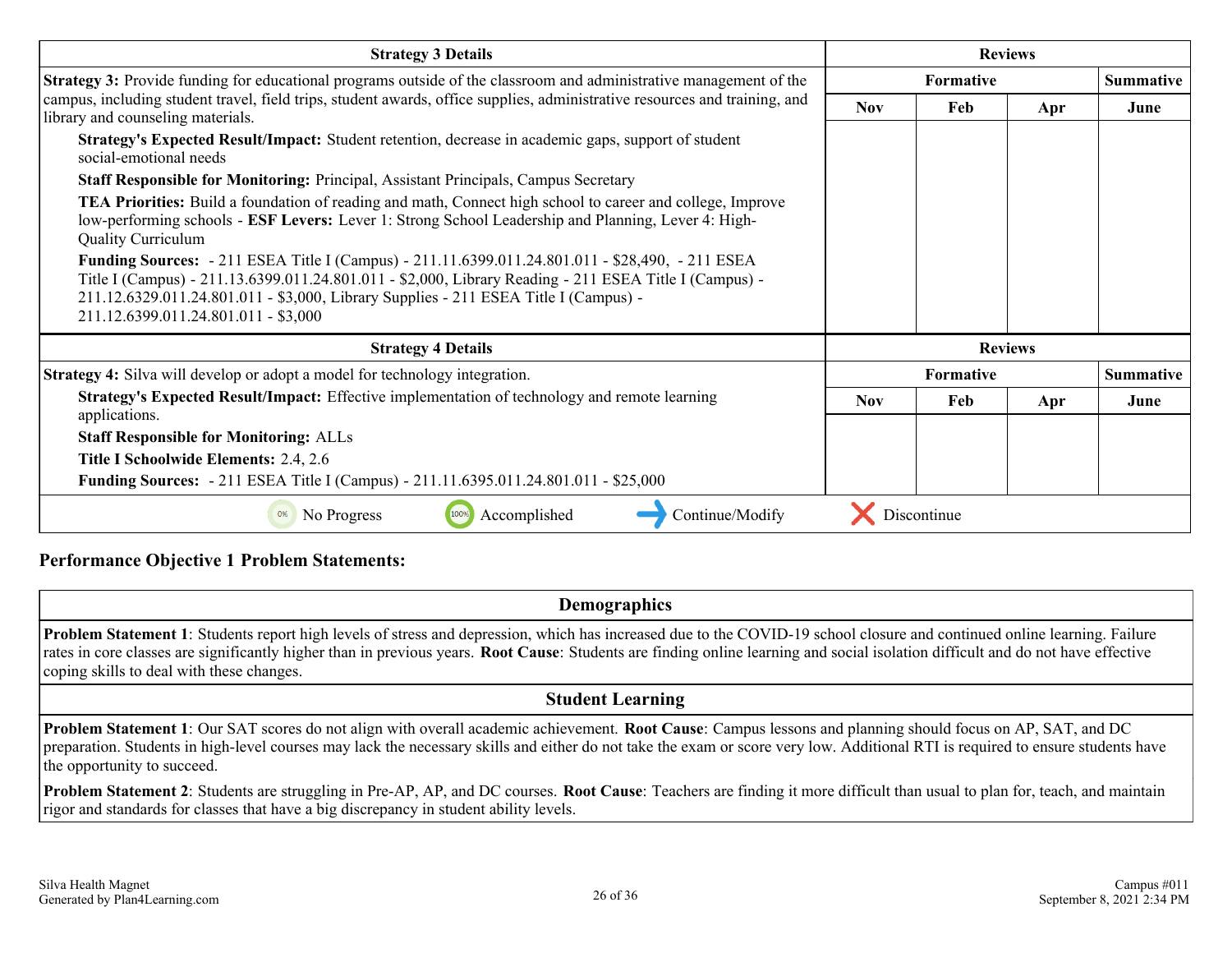| Strategy 3 Details | Reviews | | | |
|---|---|---|---|---|
| **Strategy 3:** Provide funding for educational programs outside of the classroom and administrative management of the campus, including student travel, field trips, student awards, office supplies, administrative resources and training, and library and counseling materials.<br>**Strategy's Expected Result/Impact:** Student retention, decrease in academic gaps, support of student social-emotional needs<br>**Staff Responsible for Monitoring:** Principal, Assistant Principals, Campus Secretary<br>**TEA Priorities:** Build a foundation of reading and math, Connect high school to career and college, Improve low-performing schools - **ESF Levers:** Lever 1: Strong School Leadership and Planning, Lever 4: High-Quality Curriculum<br>**Funding Sources:** - 211 ESEA Title I (Campus) - 211.11.6399.011.24.801.011 - $28,490, - 211 ESEA Title I (Campus) - 211.13.6399.011.24.801.011 - $2,000, Library Reading - 211 ESEA Title I (Campus) - 211.12.6329.011.24.801.011 - $3,000, Library Supplies - 211 ESEA Title I (Campus) - 211.12.6399.011.24.801.011 - $3,000 | Formative | | | Summative |
| | Nov | Feb | Apr | June |
| | | | | |

| Strategy 4 Details | Reviews | | | |
|---|---|---|---|---|
| **Strategy 4:** Silva will develop or adopt a model for technology integration.<br>**Strategy's Expected Result/Impact:** Effective implementation of technology and remote learning applications.<br>**Staff Responsible for Monitoring:** ALLs<br>**Title I Schoolwide Elements:** 2.4, 2.6<br>**Funding Sources:** - 211 ESEA Title I (Campus) - 211.11.6395.011.24.801.011 - $25,000 | Formative | | | Summative |
| | Nov | Feb | Apr | June |
| | | | | |

0% No Progress | 100% Accomplished | Continue/Modify | Discontinue

## Performance Objective 1 Problem Statements:

| Demographics |
|---|
| **Problem Statement 1**: Students report high levels of stress and depression, which has increased due to the COVID-19 school closure and continued online learning. Failure rates in core classes are significantly higher than in previous years. **Root Cause**: Students are finding online learning and social isolation difficult and do not have effective coping skills to deal with these changes. |

| Student Learning |
|---|
| **Problem Statement 1**: Our SAT scores do not align with overall academic achievement. **Root Cause**: Campus lessons and planning should focus on AP, SAT, and DC preparation. Students in high-level courses may lack the necessary skills and either do not take the exam or score very low. Additional RTI is required to ensure students have the opportunity to succeed. |
| **Problem Statement 2**: Students are struggling in Pre-AP, AP, and DC courses. **Root Cause**: Teachers are finding it more difficult than usual to plan for, teach, and maintain rigor and standards for classes that have a big discrepancy in student ability levels. |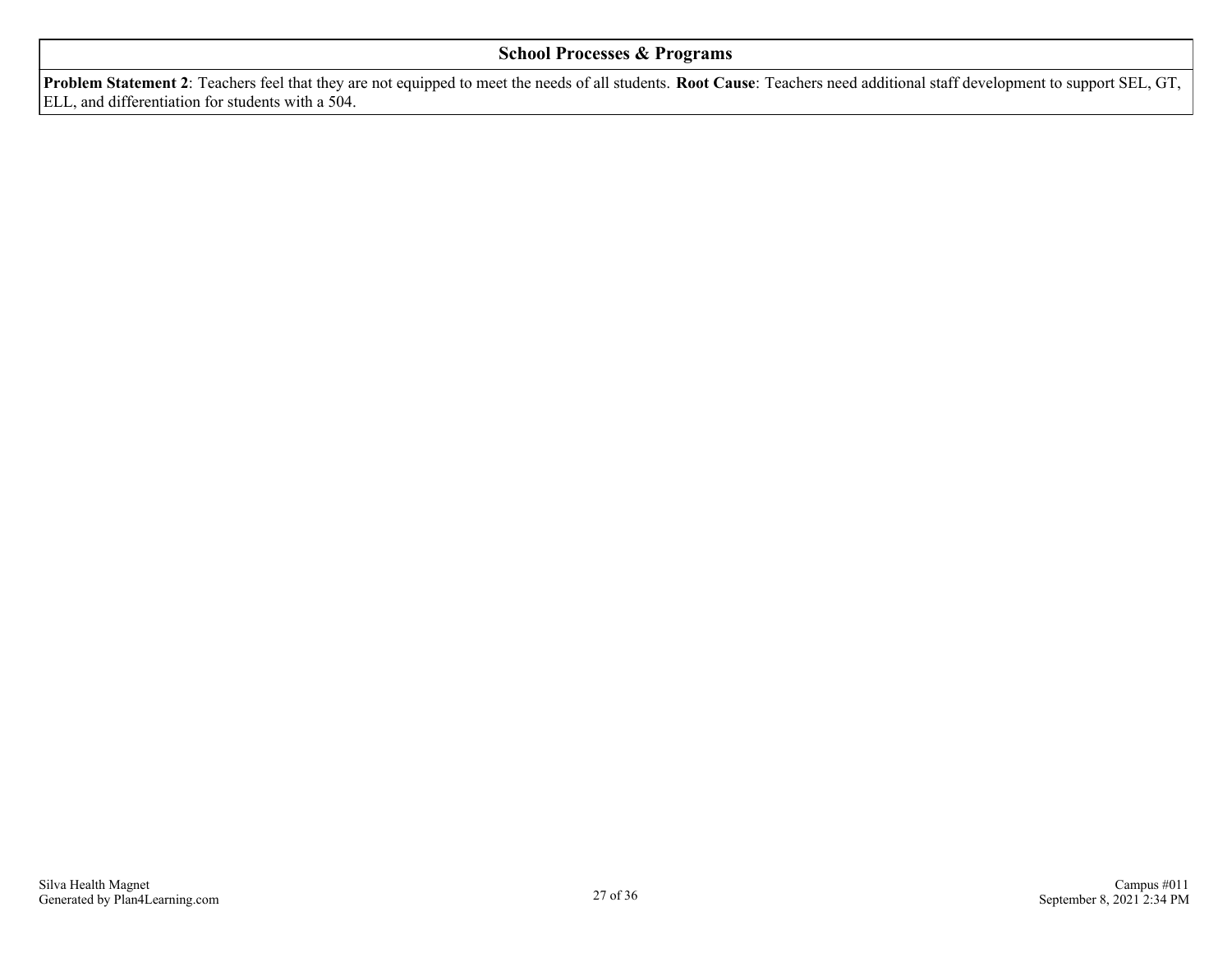| School Processes & Programs |
| --- |
| **Problem Statement 2**: Teachers feel that they are not equipped to meet the needs of all students. **Root Cause**: Teachers need additional staff development to support SEL, GT, ELL, and differentiation for students with a 504. |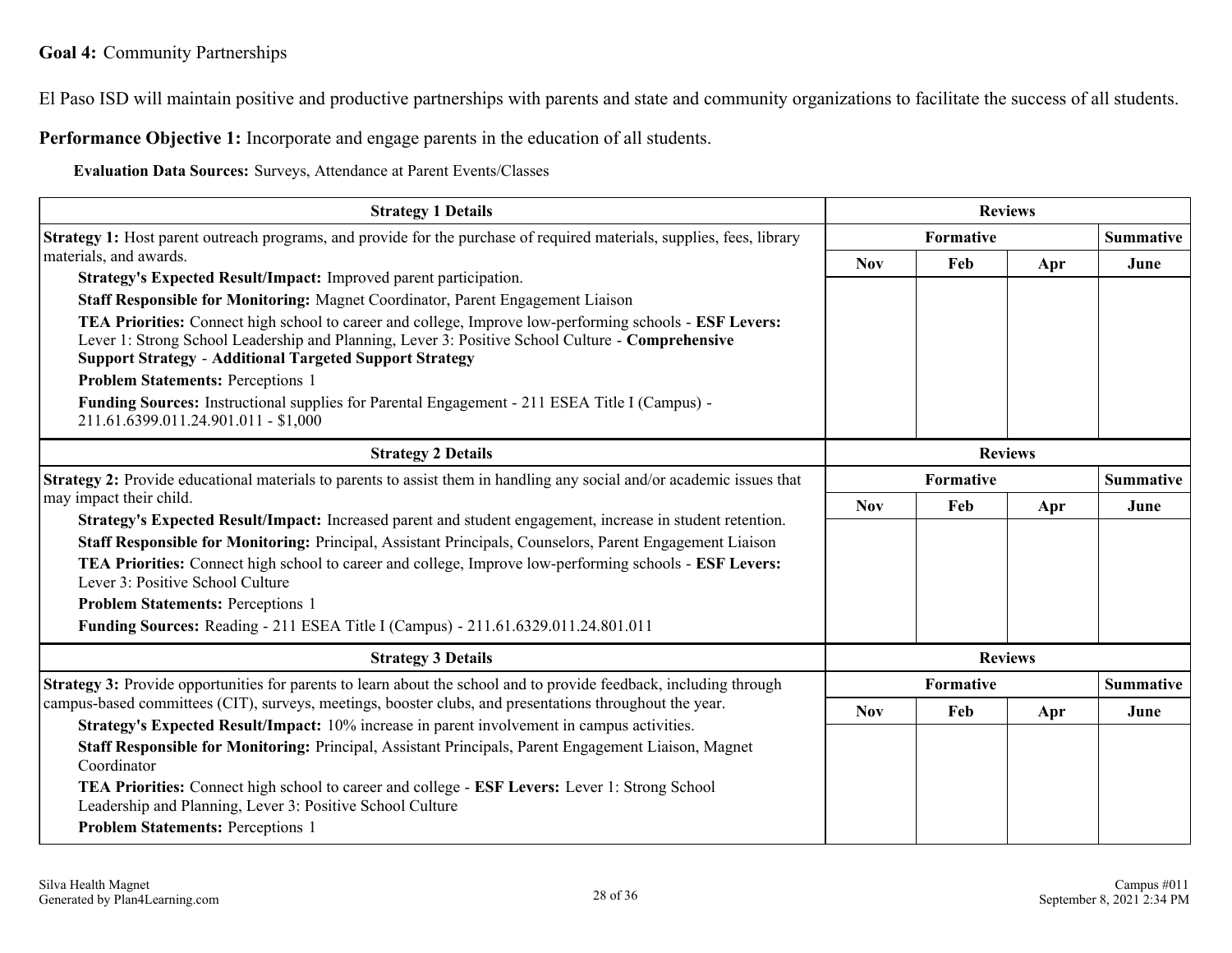**Goal 4:** Community Partnerships

El Paso ISD will maintain positive and productive partnerships with parents and state and community organizations to facilitate the success of all students.

**Performance Objective 1:** Incorporate and engage parents in the education of all students.

**Evaluation Data Sources:** Surveys, Attendance at Parent Events/Classes

| Strategy 1 Details | Reviews | | | |
|---|---|---|---|---|
| | Formative | | | Summative |
| | Nov | Feb | Apr | June |
| **Strategy 1:** Host parent outreach programs, and provide for the purchase of required materials, supplies, fees, library materials, and awards.<br>**Strategy's Expected Result/Impact:** Improved parent participation.<br>**Staff Responsible for Monitoring:** Magnet Coordinator, Parent Engagement Liaison<br>**TEA Priorities:** Connect high school to career and college, Improve low-performing schools - **ESF Levers:** Lever 1: Strong School Leadership and Planning, Lever 3: Positive School Culture - **Comprehensive Support Strategy** - **Additional Targeted Support Strategy**<br>**Problem Statements:** Perceptions 1<br>**Funding Sources:** Instructional supplies for Parental Engagement - 211 ESEA Title I (Campus) - 211.61.6399.011.24.901.011 - $1,000 | | | | |

| Strategy 2 Details | Reviews | | | |
|---|---|---|---|---|
| | Formative | | | Summative |
| | Nov | Feb | Apr | June |
| **Strategy 2:** Provide educational materials to parents to assist them in handling any social and/or academic issues that may impact their child.<br>**Strategy's Expected Result/Impact:** Increased parent and student engagement, increase in student retention.<br>**Staff Responsible for Monitoring:** Principal, Assistant Principals, Counselors, Parent Engagement Liaison<br>**TEA Priorities:** Connect high school to career and college, Improve low-performing schools - **ESF Levers:** Lever 3: Positive School Culture<br>**Problem Statements:** Perceptions 1<br>**Funding Sources:** Reading - 211 ESEA Title I (Campus) - 211.61.6329.011.24.801.011 | | | | |

| Strategy 3 Details | Reviews | | | |
|---|---|---|---|---|
| | Formative | | | Summative |
| | Nov | Feb | Apr | June |
| **Strategy 3:** Provide opportunities for parents to learn about the school and to provide feedback, including through campus-based committees (CIT), surveys, meetings, booster clubs, and presentations throughout the year.<br>**Strategy's Expected Result/Impact:** 10% increase in parent involvement in campus activities.<br>**Staff Responsible for Monitoring:** Principal, Assistant Principals, Parent Engagement Liaison, Magnet Coordinator<br>**TEA Priorities:** Connect high school to career and college - **ESF Levers:** Lever 1: Strong School Leadership and Planning, Lever 3: Positive School Culture<br>**Problem Statements:** Perceptions 1 | | | | |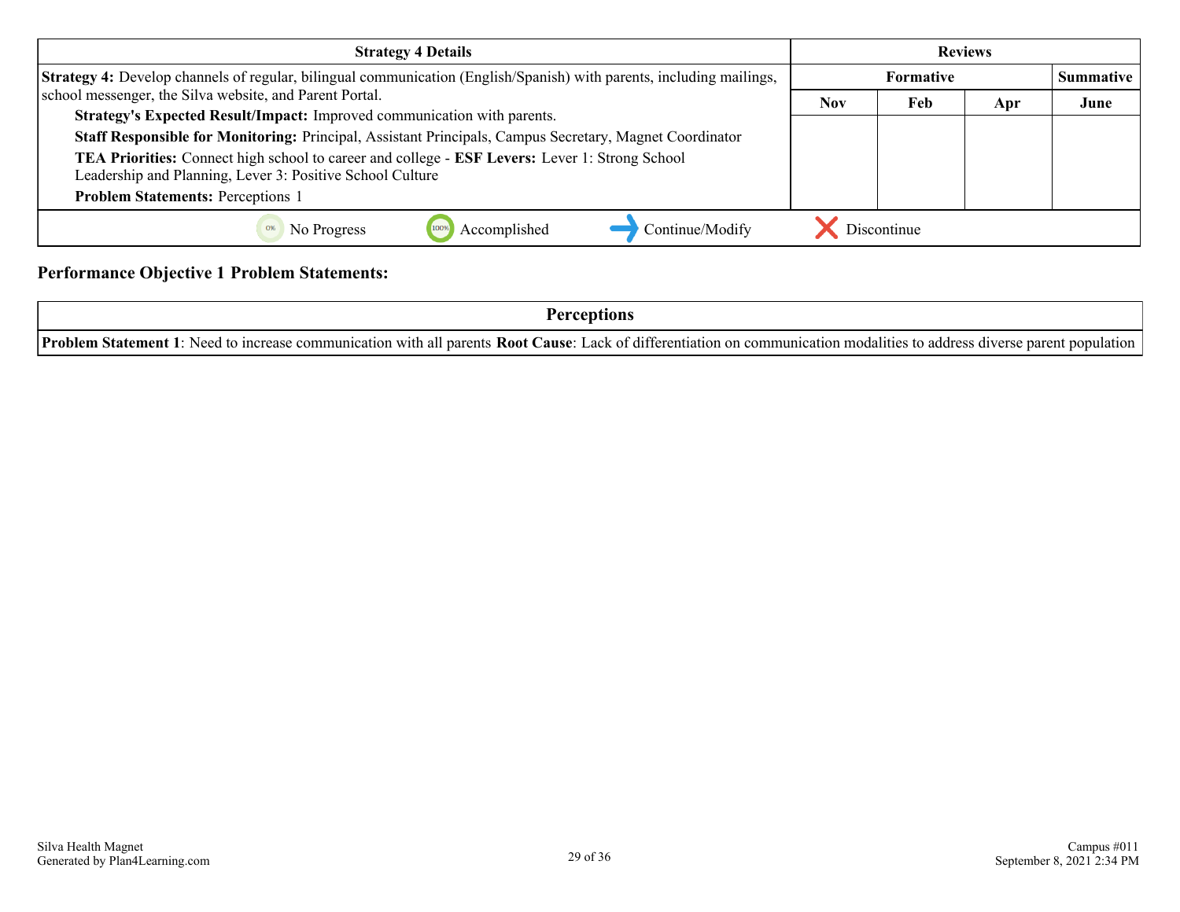| Strategy 4 Details | Reviews | | | |
|---|---|---|---|---|
| | Formative | | | Summative |
| **Strategy 4:** Develop channels of regular, bilingual communication (English/Spanish) with parents, including mailings, school messenger, the Silva website, and Parent Portal.<br>**Strategy's Expected Result/Impact:** Improved communication with parents.<br>**Staff Responsible for Monitoring:** Principal, Assistant Principals, Campus Secretary, Magnet Coordinator<br>**TEA Priorities:** Connect high school to career and college - **ESF Levers:** Lever 1: Strong School Leadership and Planning, Lever 3: Positive School Culture<br>**Problem Statements:** Perceptions 1 | Nov | Feb | Apr | June |
| | | | | |

No Progress | Accomplished | Continue/Modify | Discontinue

## Performance Objective 1 Problem Statements:

| Perceptions |
|---|
| **Problem Statement 1**: Need to increase communication with all parents **Root Cause**: Lack of differentiation on communication modalities to address diverse parent population |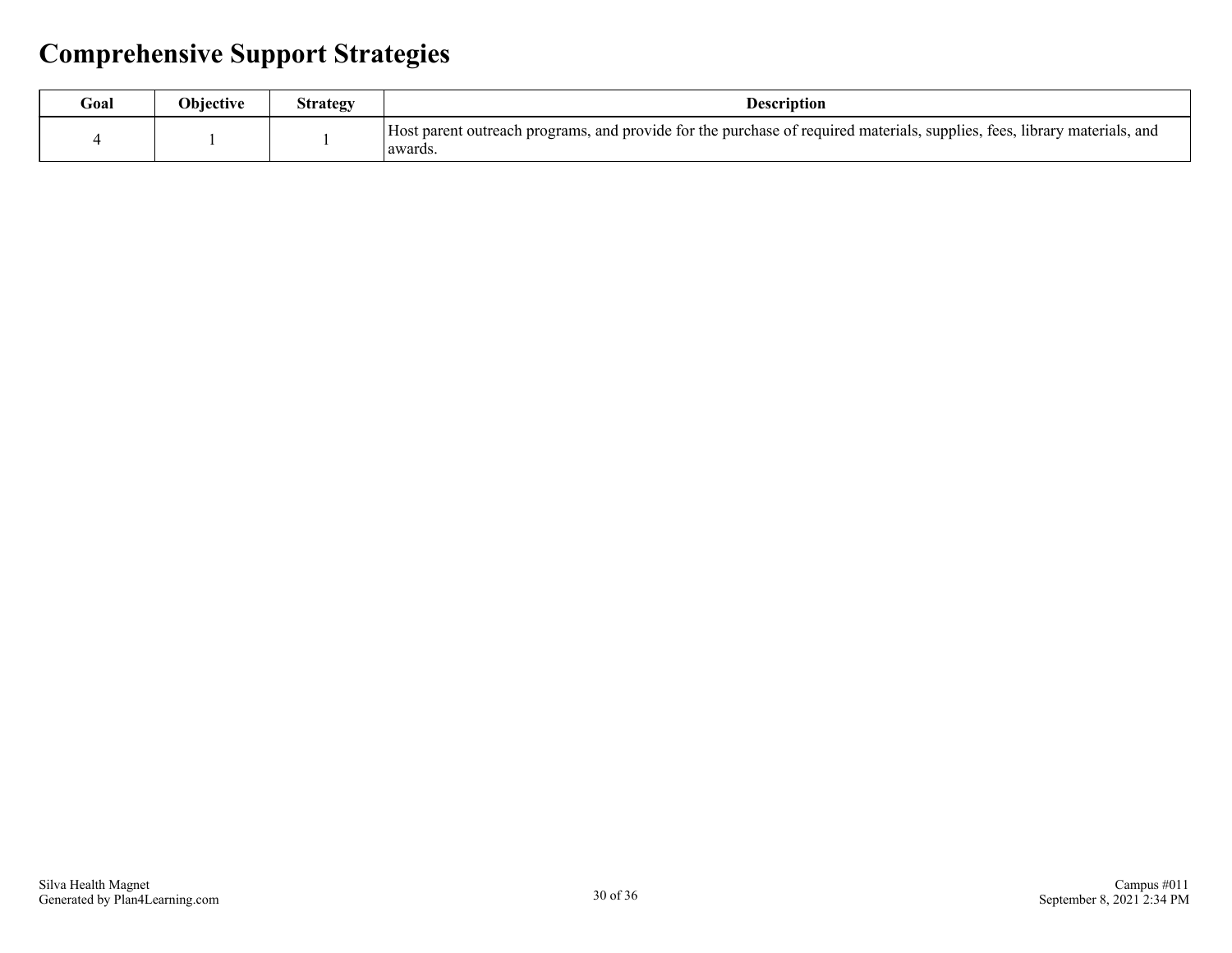# Comprehensive Support Strategies

| Goal | Objective | Strategy | Description |
|---|---|---|---|
| 4 | 1 | 1 | Host parent outreach programs, and provide for the purchase of required materials, supplies, fees, library materials, and awards. |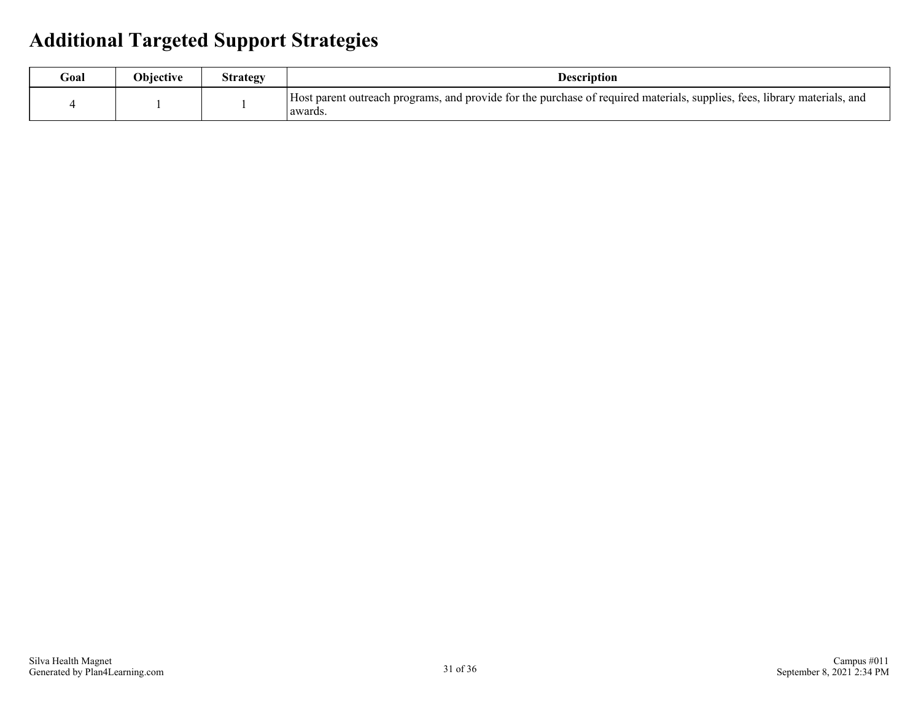# Additional Targeted Support Strategies

| Goal | Objective | Strategy | Description |
|---|---|---|---|
| 4 | 1 | 1 | Host parent outreach programs, and provide for the purchase of required materials, supplies, fees, library materials, and awards. |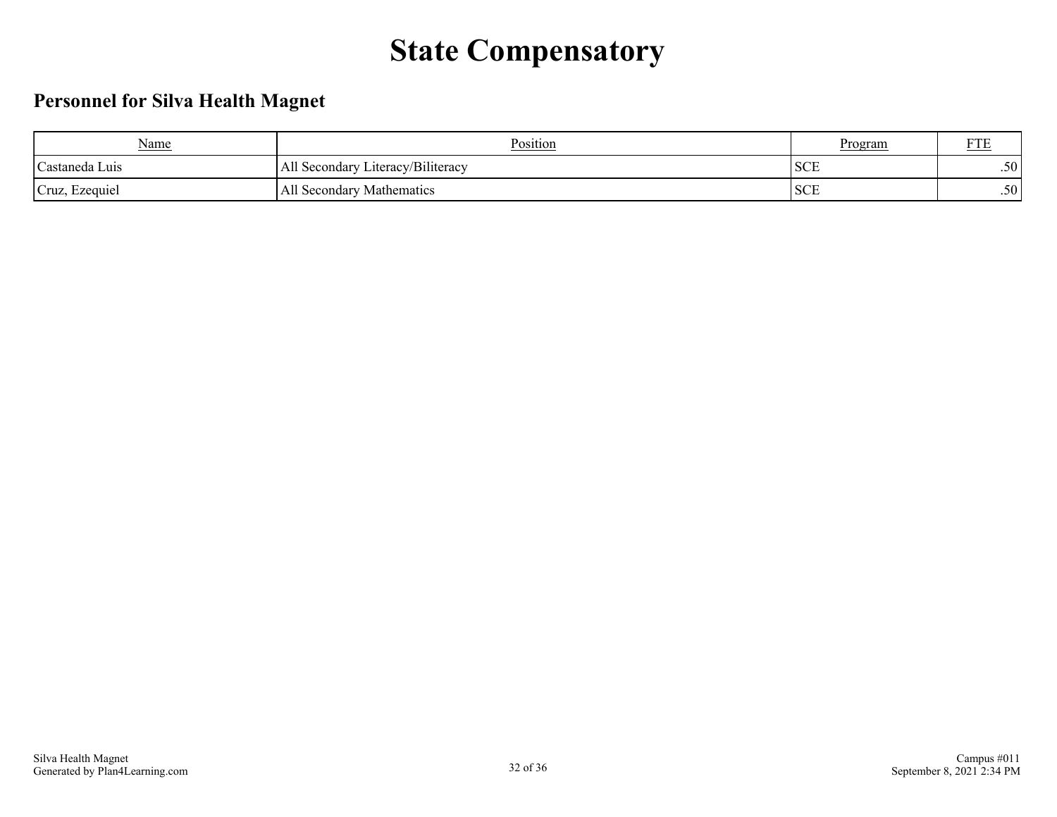# State Compensatory

## Personnel for Silva Health Magnet

| Name | Position | Program | FTE |
|---|---|---|---|
| Castaneda Luis | All Secondary Literacy/Biliteracy | SCE | .50 |
| Cruz, Ezequiel | All Secondary Mathematics | SCE | .50 |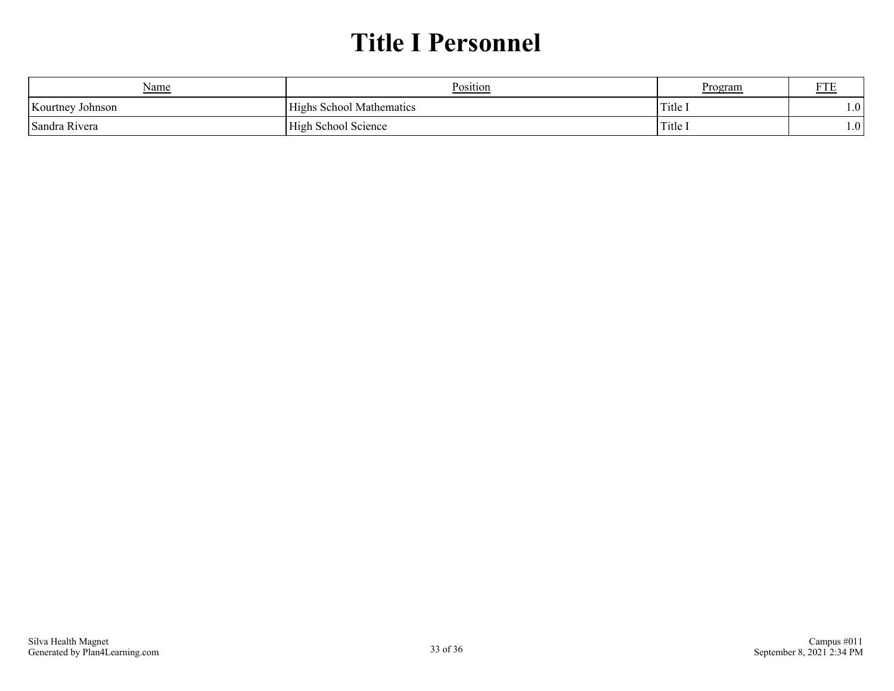# Title I Personnel

| Name | Position | Program | FTE |
| --- | --- | --- | --- |
| Kourtney Johnson | Highs School Mathematics | Title I | 1.0 |
| Sandra Rivera | High School Science | Title I | 1.0 |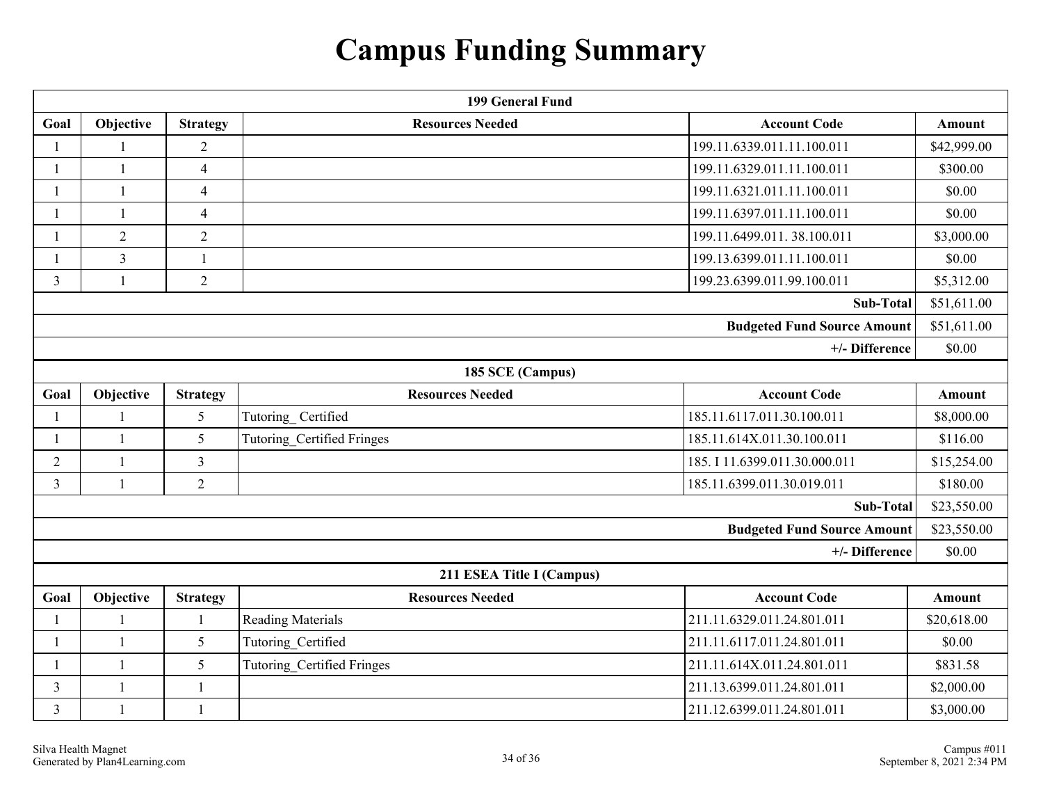# Campus Funding Summary

| 199 General Fund | | | | | |
|---|---|---|---|---|---|
| **Goal** | **Objective** | **Strategy** | **Resources Needed** | **Account Code** | **Amount** |
| 1 | 1 | 2 | | 199.11.6339.011.11.100.011 | $42,999.00 |
| 1 | 1 | 4 | | 199.11.6329.011.11.100.011 | $300.00 |
| 1 | 1 | 4 | | 199.11.6321.011.11.100.011 | $0.00 |
| 1 | 1 | 4 | | 199.11.6397.011.11.100.011 | $0.00 |
| 1 | 2 | 2 | | 199.11.6499.011. 38.100.011 | $3,000.00 |
| 1 | 3 | 1 | | 199.13.6399.011.11.100.011 | $0.00 |
| 3 | 1 | 2 | | 199.23.6399.011.99.100.011 | $5,312.00 |
| | | | | **Sub-Total** | $51,611.00 |
| | | | | **Budgeted Fund Source Amount** | $51,611.00 |
| | | | | **+/- Difference** | $0.00 |

| 185 SCE (Campus) | | | | | |
|---|---|---|---|---|---|
| **Goal** | **Objective** | **Strategy** | **Resources Needed** | **Account Code** | **Amount** |
| 1 | 1 | 5 | Tutoring_ Certified | 185.11.6117.011.30.100.011 | $8,000.00 |
| 1 | 1 | 5 | Tutoring_Certified Fringes | 185.11.614X.011.30.100.011 | $116.00 |
| 2 | 1 | 3 | | 185. I 11.6399.011.30.000.011 | $15,254.00 |
| 3 | 1 | 2 | | 185.11.6399.011.30.019.011 | $180.00 |
| | | | | **Sub-Total** | $23,550.00 |
| | | | | **Budgeted Fund Source Amount** | $23,550.00 |
| | | | | **+/- Difference** | $0.00 |

| 211 ESEA Title I (Campus) | | | | | |
|---|---|---|---|---|---|
| **Goal** | **Objective** | **Strategy** | **Resources Needed** | **Account Code** | **Amount** |
| 1 | 1 | 1 | Reading Materials | 211.11.6329.011.24.801.011 | $20,618.00 |
| 1 | 1 | 5 | Tutoring_Certified | 211.11.6117.011.24.801.011 | $0.00 |
| 1 | 1 | 5 | Tutoring_Certified Fringes | 211.11.614X.011.24.801.011 | $831.58 |
| 3 | 1 | 1 | | 211.13.6399.011.24.801.011 | $2,000.00 |
| 3 | 1 | 1 | | 211.12.6399.011.24.801.011 | $3,000.00 |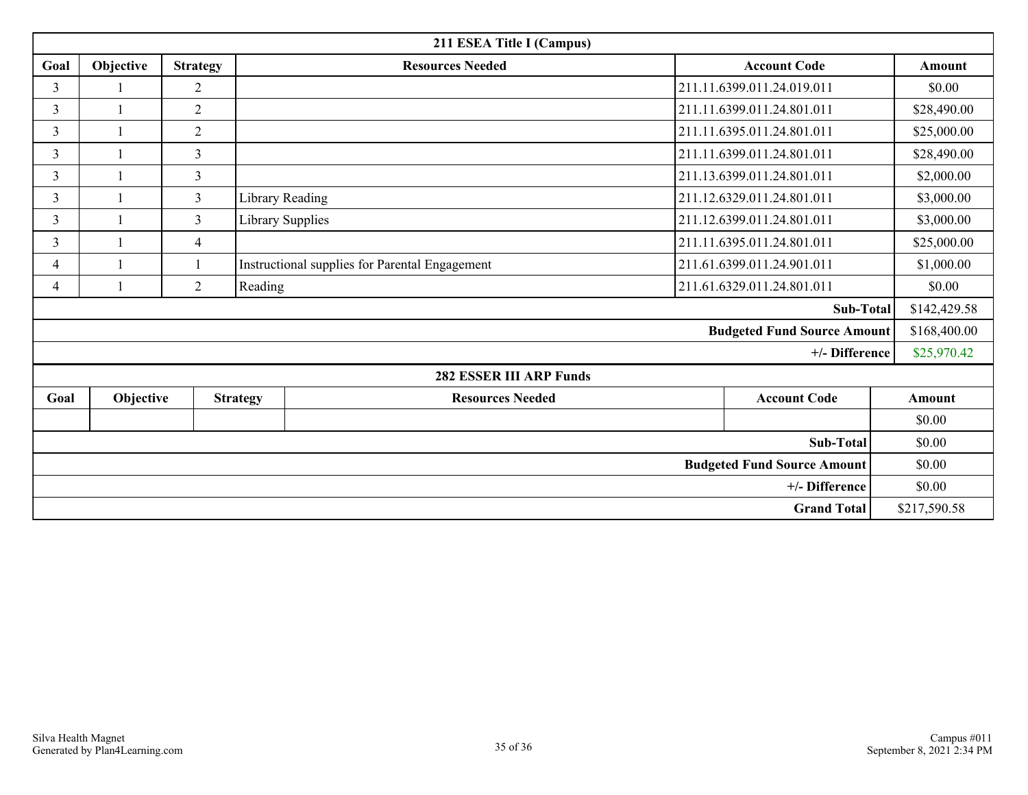### 211 ESEA Title I (Campus)

| Goal | Objective | Strategy | Resources Needed | Account Code | Amount |
|---|---|---|---|---|---|
| 3 | 1 | 2 | | 211.11.6399.011.24.019.011 | $0.00 |
| 3 | 1 | 2 | | 211.11.6399.011.24.801.011 | $28,490.00 |
| 3 | 1 | 2 | | 211.11.6395.011.24.801.011 | $25,000.00 |
| 3 | 1 | 3 | | 211.11.6399.011.24.801.011 | $28,490.00 |
| 3 | 1 | 3 | | 211.13.6399.011.24.801.011 | $2,000.00 |
| 3 | 1 | 3 | Library Reading | 211.12.6329.011.24.801.011 | $3,000.00 |
| 3 | 1 | 3 | Library Supplies | 211.12.6399.011.24.801.011 | $3,000.00 |
| 3 | 1 | 4 | | 211.11.6395.011.24.801.011 | $25,000.00 |
| 4 | 1 | 1 | Instructional supplies for Parental Engagement | 211.61.6399.011.24.901.011 | $1,000.00 |
| 4 | 1 | 2 | Reading | 211.61.6329.011.24.801.011 | $0.00 |
| | | | | **Sub-Total** | $142,429.58 |
| | | | | **Budgeted Fund Source Amount** | $168,400.00 |
| | | | | **+/- Difference** | $25,970.42 |

### 282 ESSER III ARP Funds

| Goal | Objective | Strategy | Resources Needed | Account Code | Amount |
|---|---|---|---|---|---|
| | | | | | $0.00 |
| | | | | **Sub-Total** | $0.00 |
| | | | | **Budgeted Fund Source Amount** | $0.00 |
| | | | | **+/- Difference** | $0.00 |
| | | | | **Grand Total** | $217,590.58 |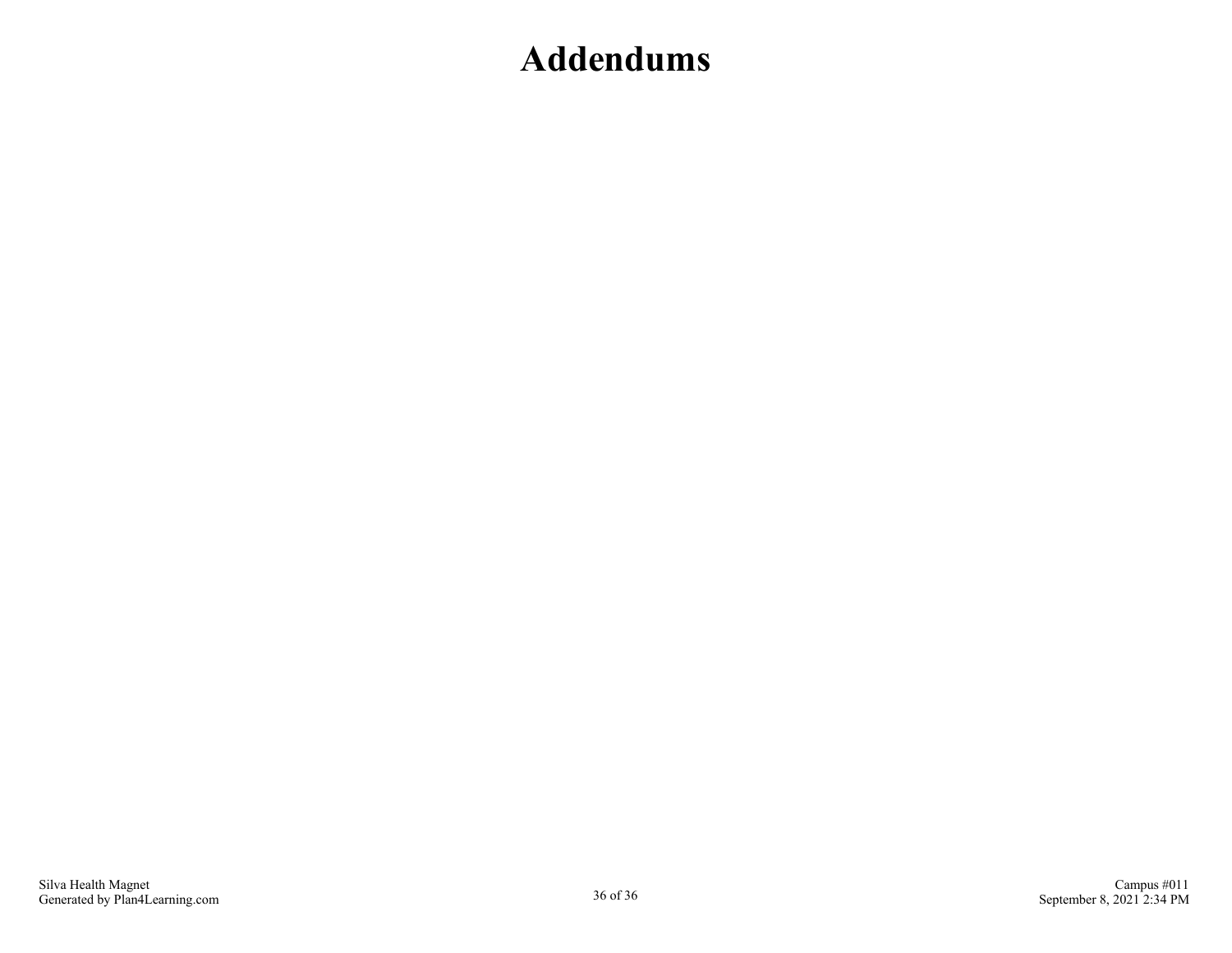# Addendums